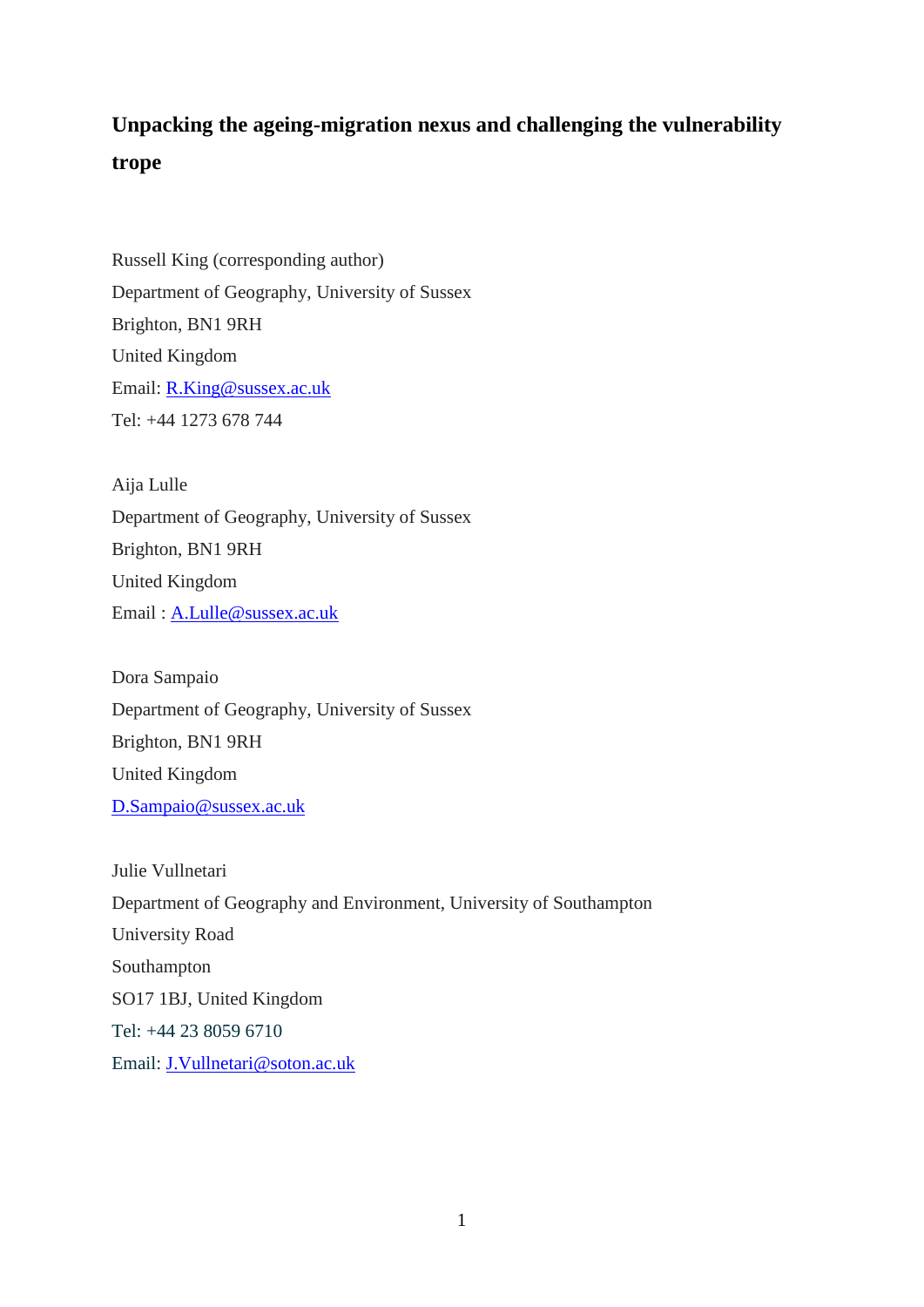# Unpacking the ageing-migration nexus and challenging the vulnerability trope

Russell King (corresponding author)
Department of Geography, University of Sussex
Brighton, BN1 9RH
United Kingdom
Email: R.King@sussex.ac.uk
Tel: +44 1273 678 744

Aija Lulle
Department of Geography, University of Sussex
Brighton, BN1 9RH
United Kingdom
Email : A.Lulle@sussex.ac.uk

Dora Sampaio
Department of Geography, University of Sussex
Brighton, BN1 9RH
United Kingdom
D.Sampaio@sussex.ac.uk

Julie Vullnetari
Department of Geography and Environment, University of Southampton
University Road
Southampton
SO17 1BJ, United Kingdom
Tel: +44 23 8059 6710
Email: J.Vullnetari@soton.ac.uk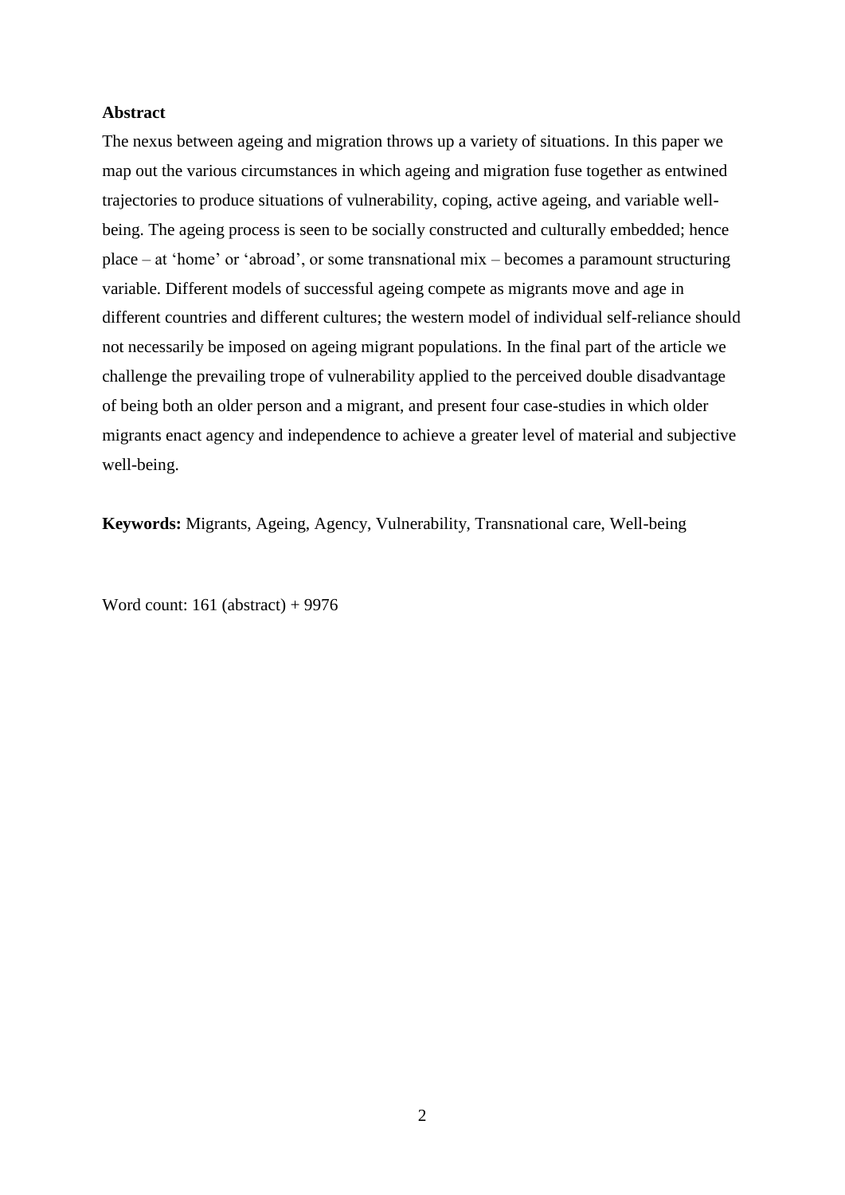**Abstract**

The nexus between ageing and migration throws up a variety of situations. In this paper we map out the various circumstances in which ageing and migration fuse together as entwined trajectories to produce situations of vulnerability, coping, active ageing, and variable well-being. The ageing process is seen to be socially constructed and culturally embedded; hence place – at 'home' or 'abroad', or some transnational mix – becomes a paramount structuring variable. Different models of successful ageing compete as migrants move and age in different countries and different cultures; the western model of individual self-reliance should not necessarily be imposed on ageing migrant populations. In the final part of the article we challenge the prevailing trope of vulnerability applied to the perceived double disadvantage of being both an older person and a migrant, and present four case-studies in which older migrants enact agency and independence to achieve a greater level of material and subjective well-being.

**Keywords:** Migrants, Ageing, Agency, Vulnerability, Transnational care, Well-being

Word count: 161 (abstract) + 9976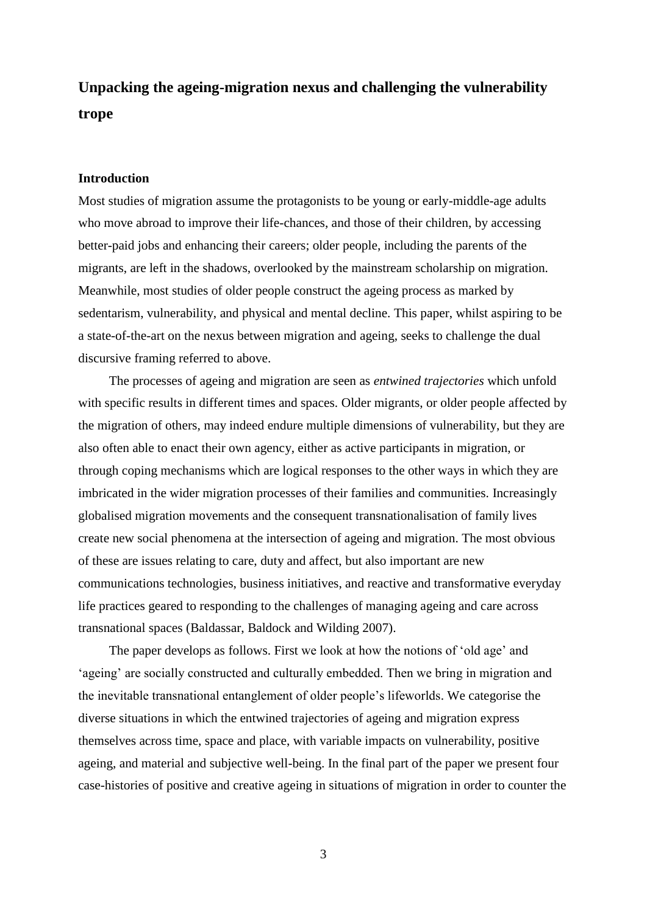# Unpacking the ageing-migration nexus and challenging the vulnerability trope

## Introduction

Most studies of migration assume the protagonists to be young or early-middle-age adults who move abroad to improve their life-chances, and those of their children, by accessing better-paid jobs and enhancing their careers; older people, including the parents of the migrants, are left in the shadows, overlooked by the mainstream scholarship on migration. Meanwhile, most studies of older people construct the ageing process as marked by sedentarism, vulnerability, and physical and mental decline. This paper, whilst aspiring to be a state-of-the-art on the nexus between migration and ageing, seeks to challenge the dual discursive framing referred to above.

The processes of ageing and migration are seen as *entwined trajectories* which unfold with specific results in different times and spaces. Older migrants, or older people affected by the migration of others, may indeed endure multiple dimensions of vulnerability, but they are also often able to enact their own agency, either as active participants in migration, or through coping mechanisms which are logical responses to the other ways in which they are imbricated in the wider migration processes of their families and communities. Increasingly globalised migration movements and the consequent transnationalisation of family lives create new social phenomena at the intersection of ageing and migration. The most obvious of these are issues relating to care, duty and affect, but also important are new communications technologies, business initiatives, and reactive and transformative everyday life practices geared to responding to the challenges of managing ageing and care across transnational spaces (Baldassar, Baldock and Wilding 2007).

The paper develops as follows. First we look at how the notions of 'old age' and 'ageing' are socially constructed and culturally embedded. Then we bring in migration and the inevitable transnational entanglement of older people's lifeworlds. We categorise the diverse situations in which the entwined trajectories of ageing and migration express themselves across time, space and place, with variable impacts on vulnerability, positive ageing, and material and subjective well-being. In the final part of the paper we present four case-histories of positive and creative ageing in situations of migration in order to counter the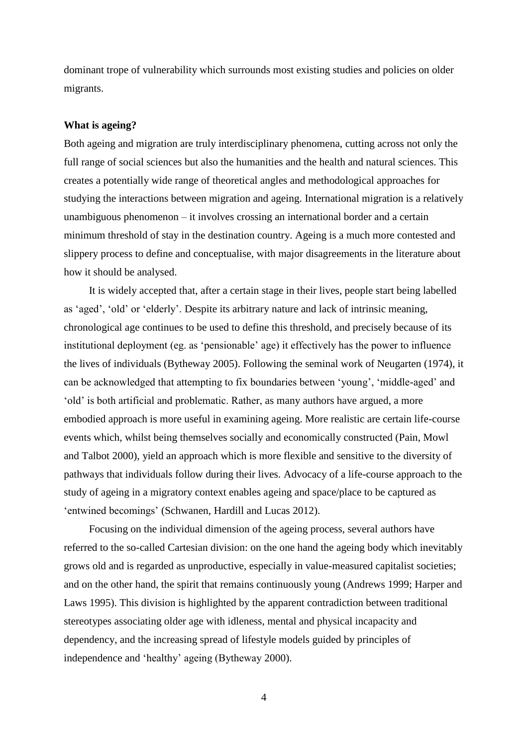dominant trope of vulnerability which surrounds most existing studies and policies on older migrants.

**What is ageing?**

Both ageing and migration are truly interdisciplinary phenomena, cutting across not only the full range of social sciences but also the humanities and the health and natural sciences. This creates a potentially wide range of theoretical angles and methodological approaches for studying the interactions between migration and ageing. International migration is a relatively unambiguous phenomenon – it involves crossing an international border and a certain minimum threshold of stay in the destination country. Ageing is a much more contested and slippery process to define and conceptualise, with major disagreements in the literature about how it should be analysed.

It is widely accepted that, after a certain stage in their lives, people start being labelled as 'aged', 'old' or 'elderly'. Despite its arbitrary nature and lack of intrinsic meaning, chronological age continues to be used to define this threshold, and precisely because of its institutional deployment (eg. as 'pensionable' age) it effectively has the power to influence the lives of individuals (Bytheway 2005). Following the seminal work of Neugarten (1974), it can be acknowledged that attempting to fix boundaries between 'young', 'middle-aged' and 'old' is both artificial and problematic. Rather, as many authors have argued, a more embodied approach is more useful in examining ageing. More realistic are certain life-course events which, whilst being themselves socially and economically constructed (Pain, Mowl and Talbot 2000), yield an approach which is more flexible and sensitive to the diversity of pathways that individuals follow during their lives. Advocacy of a life-course approach to the study of ageing in a migratory context enables ageing and space/place to be captured as 'entwined becomings' (Schwanen, Hardill and Lucas 2012).

Focusing on the individual dimension of the ageing process, several authors have referred to the so-called Cartesian division: on the one hand the ageing body which inevitably grows old and is regarded as unproductive, especially in value-measured capitalist societies; and on the other hand, the spirit that remains continuously young (Andrews 1999; Harper and Laws 1995). This division is highlighted by the apparent contradiction between traditional stereotypes associating older age with idleness, mental and physical incapacity and dependency, and the increasing spread of lifestyle models guided by principles of independence and 'healthy' ageing (Bytheway 2000).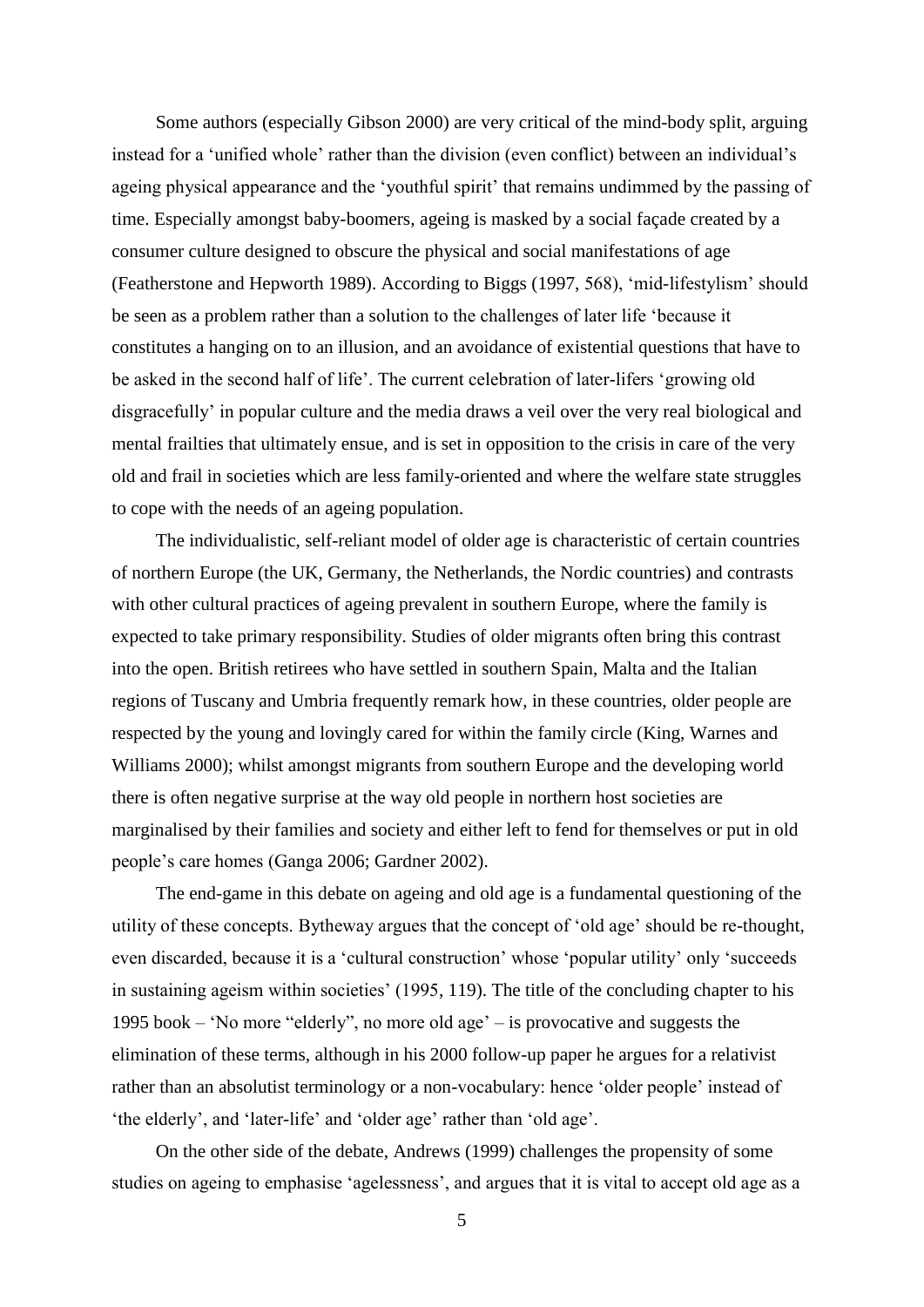Some authors (especially Gibson 2000) are very critical of the mind-body split, arguing instead for a 'unified whole' rather than the division (even conflict) between an individual's ageing physical appearance and the 'youthful spirit' that remains undimmed by the passing of time. Especially amongst baby-boomers, ageing is masked by a social façade created by a consumer culture designed to obscure the physical and social manifestations of age (Featherstone and Hepworth 1989). According to Biggs (1997, 568), 'mid-lifestylism' should be seen as a problem rather than a solution to the challenges of later life 'because it constitutes a hanging on to an illusion, and an avoidance of existential questions that have to be asked in the second half of life'. The current celebration of later-lifers 'growing old disgracefully' in popular culture and the media draws a veil over the very real biological and mental frailties that ultimately ensue, and is set in opposition to the crisis in care of the very old and frail in societies which are less family-oriented and where the welfare state struggles to cope with the needs of an ageing population.

The individualistic, self-reliant model of older age is characteristic of certain countries of northern Europe (the UK, Germany, the Netherlands, the Nordic countries) and contrasts with other cultural practices of ageing prevalent in southern Europe, where the family is expected to take primary responsibility. Studies of older migrants often bring this contrast into the open. British retirees who have settled in southern Spain, Malta and the Italian regions of Tuscany and Umbria frequently remark how, in these countries, older people are respected by the young and lovingly cared for within the family circle (King, Warnes and Williams 2000); whilst amongst migrants from southern Europe and the developing world there is often negative surprise at the way old people in northern host societies are marginalised by their families and society and either left to fend for themselves or put in old people's care homes (Ganga 2006; Gardner 2002).

The end-game in this debate on ageing and old age is a fundamental questioning of the utility of these concepts. Bytheway argues that the concept of 'old age' should be re-thought, even discarded, because it is a 'cultural construction' whose 'popular utility' only 'succeeds in sustaining ageism within societies' (1995, 119). The title of the concluding chapter to his 1995 book – 'No more "elderly", no more old age' – is provocative and suggests the elimination of these terms, although in his 2000 follow-up paper he argues for a relativist rather than an absolutist terminology or a non-vocabulary: hence 'older people' instead of 'the elderly', and 'later-life' and 'older age' rather than 'old age'.

On the other side of the debate, Andrews (1999) challenges the propensity of some studies on ageing to emphasise 'agelessness', and argues that it is vital to accept old age as a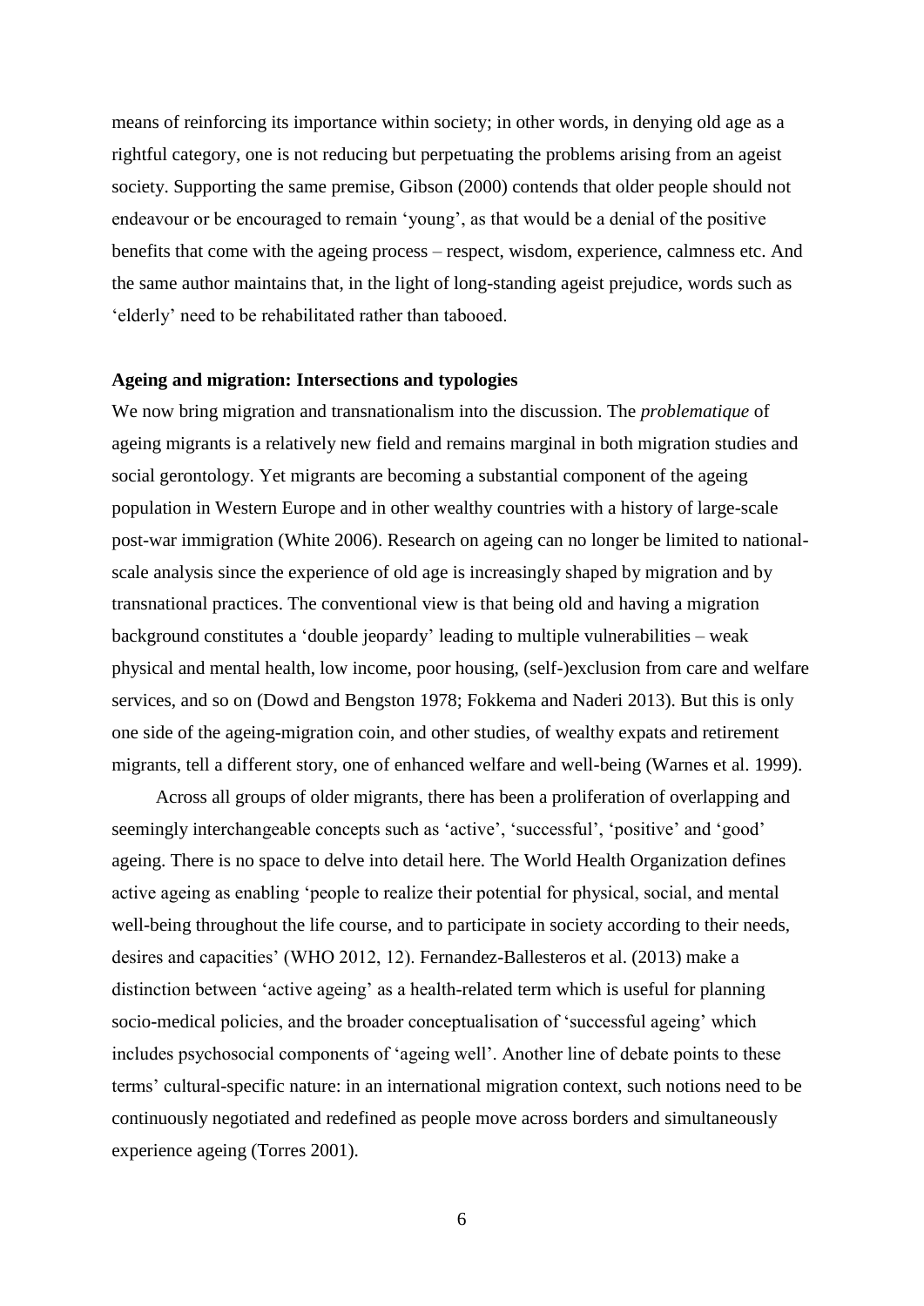means of reinforcing its importance within society; in other words, in denying old age as a rightful category, one is not reducing but perpetuating the problems arising from an ageist society. Supporting the same premise, Gibson (2000) contends that older people should not endeavour or be encouraged to remain 'young', as that would be a denial of the positive benefits that come with the ageing process – respect, wisdom, experience, calmness etc. And the same author maintains that, in the light of long-standing ageist prejudice, words such as 'elderly' need to be rehabilitated rather than tabooed.

**Ageing and migration: Intersections and typologies**

We now bring migration and transnationalism into the discussion. The *problematique* of ageing migrants is a relatively new field and remains marginal in both migration studies and social gerontology. Yet migrants are becoming a substantial component of the ageing population in Western Europe and in other wealthy countries with a history of large-scale post-war immigration (White 2006). Research on ageing can no longer be limited to national-scale analysis since the experience of old age is increasingly shaped by migration and by transnational practices. The conventional view is that being old and having a migration background constitutes a 'double jeopardy' leading to multiple vulnerabilities – weak physical and mental health, low income, poor housing, (self-)exclusion from care and welfare services, and so on (Dowd and Bengston 1978; Fokkema and Naderi 2013). But this is only one side of the ageing-migration coin, and other studies, of wealthy expats and retirement migrants, tell a different story, one of enhanced welfare and well-being (Warnes et al. 1999).

Across all groups of older migrants, there has been a proliferation of overlapping and seemingly interchangeable concepts such as 'active', 'successful', 'positive' and 'good' ageing. There is no space to delve into detail here. The World Health Organization defines active ageing as enabling 'people to realize their potential for physical, social, and mental well-being throughout the life course, and to participate in society according to their needs, desires and capacities' (WHO 2012, 12). Fernandez-Ballesteros et al. (2013) make a distinction between 'active ageing' as a health-related term which is useful for planning socio-medical policies, and the broader conceptualisation of 'successful ageing' which includes psychosocial components of 'ageing well'. Another line of debate points to these terms' cultural-specific nature: in an international migration context, such notions need to be continuously negotiated and redefined as people move across borders and simultaneously experience ageing (Torres 2001).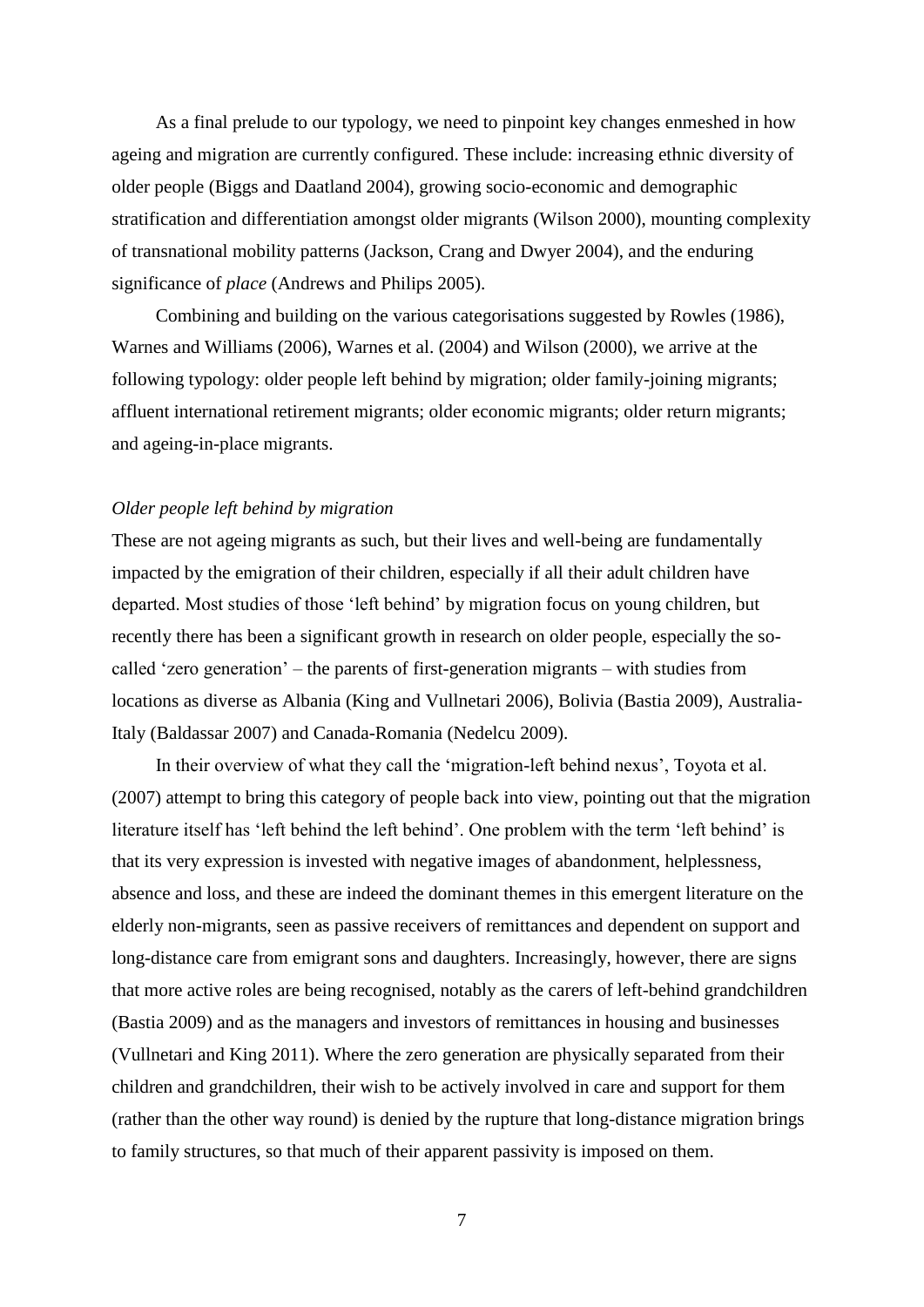As a final prelude to our typology, we need to pinpoint key changes enmeshed in how ageing and migration are currently configured. These include: increasing ethnic diversity of older people (Biggs and Daatland 2004), growing socio-economic and demographic stratification and differentiation amongst older migrants (Wilson 2000), mounting complexity of transnational mobility patterns (Jackson, Crang and Dwyer 2004), and the enduring significance of *place* (Andrews and Philips 2005).

Combining and building on the various categorisations suggested by Rowles (1986), Warnes and Williams (2006), Warnes et al. (2004) and Wilson (2000), we arrive at the following typology: older people left behind by migration; older family-joining migrants; affluent international retirement migrants; older economic migrants; older return migrants; and ageing-in-place migrants.

*Older people left behind by migration*

These are not ageing migrants as such, but their lives and well-being are fundamentally impacted by the emigration of their children, especially if all their adult children have departed. Most studies of those 'left behind' by migration focus on young children, but recently there has been a significant growth in research on older people, especially the so-called 'zero generation' – the parents of first-generation migrants – with studies from locations as diverse as Albania (King and Vullnetari 2006), Bolivia (Bastia 2009), Australia-Italy (Baldassar 2007) and Canada-Romania (Nedelcu 2009).

In their overview of what they call the 'migration-left behind nexus', Toyota et al. (2007) attempt to bring this category of people back into view, pointing out that the migration literature itself has 'left behind the left behind'. One problem with the term 'left behind' is that its very expression is invested with negative images of abandonment, helplessness, absence and loss, and these are indeed the dominant themes in this emergent literature on the elderly non-migrants, seen as passive receivers of remittances and dependent on support and long-distance care from emigrant sons and daughters. Increasingly, however, there are signs that more active roles are being recognised, notably as the carers of left-behind grandchildren (Bastia 2009) and as the managers and investors of remittances in housing and businesses (Vullnetari and King 2011). Where the zero generation are physically separated from their children and grandchildren, their wish to be actively involved in care and support for them (rather than the other way round) is denied by the rupture that long-distance migration brings to family structures, so that much of their apparent passivity is imposed on them.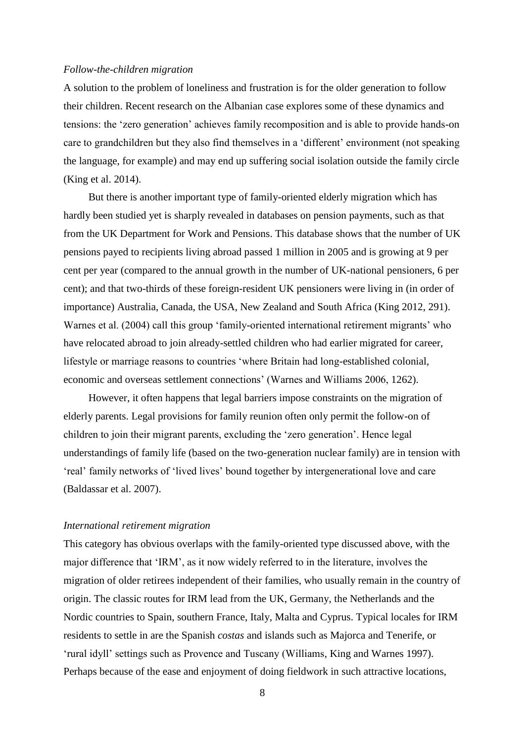*Follow-the-children migration*

A solution to the problem of loneliness and frustration is for the older generation to follow their children. Recent research on the Albanian case explores some of these dynamics and tensions: the 'zero generation' achieves family recomposition and is able to provide hands-on care to grandchildren but they also find themselves in a 'different' environment (not speaking the language, for example) and may end up suffering social isolation outside the family circle (King et al. 2014).

But there is another important type of family-oriented elderly migration which has hardly been studied yet is sharply revealed in databases on pension payments, such as that from the UK Department for Work and Pensions. This database shows that the number of UK pensions payed to recipients living abroad passed 1 million in 2005 and is growing at 9 per cent per year (compared to the annual growth in the number of UK-national pensioners, 6 per cent); and that two-thirds of these foreign-resident UK pensioners were living in (in order of importance) Australia, Canada, the USA, New Zealand and South Africa (King 2012, 291). Warnes et al. (2004) call this group 'family-oriented international retirement migrants' who have relocated abroad to join already-settled children who had earlier migrated for career, lifestyle or marriage reasons to countries 'where Britain had long-established colonial, economic and overseas settlement connections' (Warnes and Williams 2006, 1262).

However, it often happens that legal barriers impose constraints on the migration of elderly parents. Legal provisions for family reunion often only permit the follow-on of children to join their migrant parents, excluding the 'zero generation'. Hence legal understandings of family life (based on the two-generation nuclear family) are in tension with 'real' family networks of 'lived lives' bound together by intergenerational love and care (Baldassar et al. 2007).

*International retirement migration*

This category has obvious overlaps with the family-oriented type discussed above, with the major difference that 'IRM', as it now widely referred to in the literature, involves the migration of older retirees independent of their families, who usually remain in the country of origin. The classic routes for IRM lead from the UK, Germany, the Netherlands and the Nordic countries to Spain, southern France, Italy, Malta and Cyprus. Typical locales for IRM residents to settle in are the Spanish *costas* and islands such as Majorca and Tenerife, or 'rural idyll' settings such as Provence and Tuscany (Williams, King and Warnes 1997). Perhaps because of the ease and enjoyment of doing fieldwork in such attractive locations,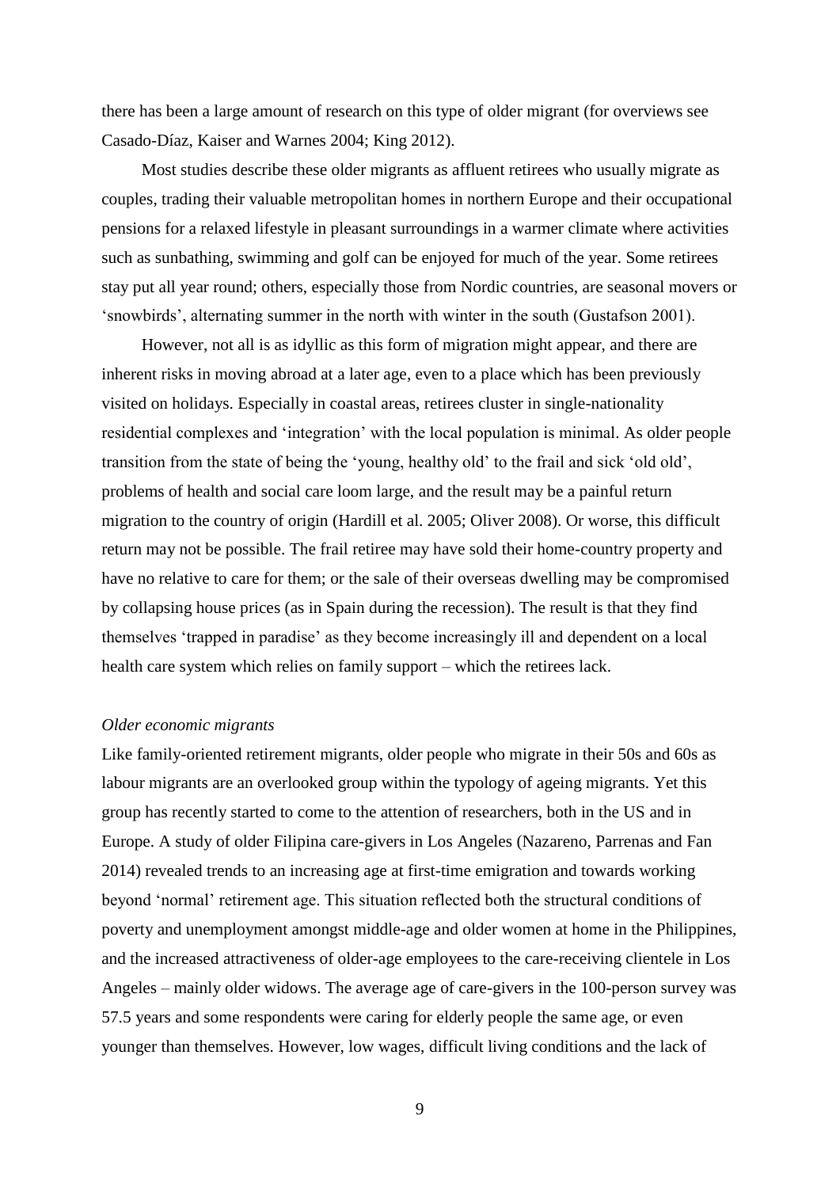there has been a large amount of research on this type of older migrant (for overviews see Casado-Díaz, Kaiser and Warnes 2004; King 2012).

Most studies describe these older migrants as affluent retirees who usually migrate as couples, trading their valuable metropolitan homes in northern Europe and their occupational pensions for a relaxed lifestyle in pleasant surroundings in a warmer climate where activities such as sunbathing, swimming and golf can be enjoyed for much of the year. Some retirees stay put all year round; others, especially those from Nordic countries, are seasonal movers or 'snowbirds', alternating summer in the north with winter in the south (Gustafson 2001).

However, not all is as idyllic as this form of migration might appear, and there are inherent risks in moving abroad at a later age, even to a place which has been previously visited on holidays. Especially in coastal areas, retirees cluster in single-nationality residential complexes and 'integration' with the local population is minimal. As older people transition from the state of being the 'young, healthy old' to the frail and sick 'old old', problems of health and social care loom large, and the result may be a painful return migration to the country of origin (Hardill et al. 2005; Oliver 2008). Or worse, this difficult return may not be possible. The frail retiree may have sold their home-country property and have no relative to care for them; or the sale of their overseas dwelling may be compromised by collapsing house prices (as in Spain during the recession). The result is that they find themselves 'trapped in paradise' as they become increasingly ill and dependent on a local health care system which relies on family support – which the retirees lack.

*Older economic migrants*

Like family-oriented retirement migrants, older people who migrate in their 50s and 60s as labour migrants are an overlooked group within the typology of ageing migrants. Yet this group has recently started to come to the attention of researchers, both in the US and in Europe. A study of older Filipina care-givers in Los Angeles (Nazareno, Parrenas and Fan 2014) revealed trends to an increasing age at first-time emigration and towards working beyond 'normal' retirement age. This situation reflected both the structural conditions of poverty and unemployment amongst middle-age and older women at home in the Philippines, and the increased attractiveness of older-age employees to the care-receiving clientele in Los Angeles – mainly older widows. The average age of care-givers in the 100-person survey was 57.5 years and some respondents were caring for elderly people the same age, or even younger than themselves. However, low wages, difficult living conditions and the lack of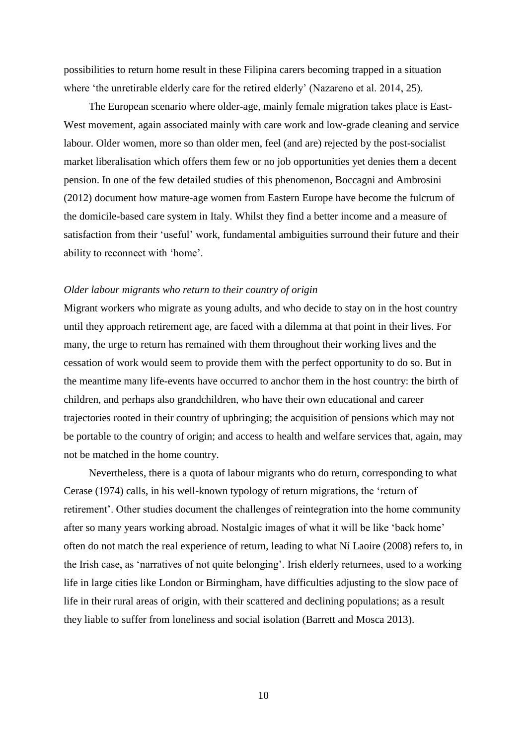possibilities to return home result in these Filipina carers becoming trapped in a situation where 'the unretirable elderly care for the retired elderly' (Nazareno et al. 2014, 25).

The European scenario where older-age, mainly female migration takes place is East-West movement, again associated mainly with care work and low-grade cleaning and service labour. Older women, more so than older men, feel (and are) rejected by the post-socialist market liberalisation which offers them few or no job opportunities yet denies them a decent pension. In one of the few detailed studies of this phenomenon, Boccagni and Ambrosini (2012) document how mature-age women from Eastern Europe have become the fulcrum of the domicile-based care system in Italy. Whilst they find a better income and a measure of satisfaction from their 'useful' work, fundamental ambiguities surround their future and their ability to reconnect with 'home'.

*Older labour migrants who return to their country of origin*

Migrant workers who migrate as young adults, and who decide to stay on in the host country until they approach retirement age, are faced with a dilemma at that point in their lives. For many, the urge to return has remained with them throughout their working lives and the cessation of work would seem to provide them with the perfect opportunity to do so. But in the meantime many life-events have occurred to anchor them in the host country: the birth of children, and perhaps also grandchildren, who have their own educational and career trajectories rooted in their country of upbringing; the acquisition of pensions which may not be portable to the country of origin; and access to health and welfare services that, again, may not be matched in the home country.

Nevertheless, there is a quota of labour migrants who do return, corresponding to what Cerase (1974) calls, in his well-known typology of return migrations, the 'return of retirement'. Other studies document the challenges of reintegration into the home community after so many years working abroad. Nostalgic images of what it will be like 'back home' often do not match the real experience of return, leading to what Ní Laoire (2008) refers to, in the Irish case, as 'narratives of not quite belonging'. Irish elderly returnees, used to a working life in large cities like London or Birmingham, have difficulties adjusting to the slow pace of life in their rural areas of origin, with their scattered and declining populations; as a result they liable to suffer from loneliness and social isolation (Barrett and Mosca 2013).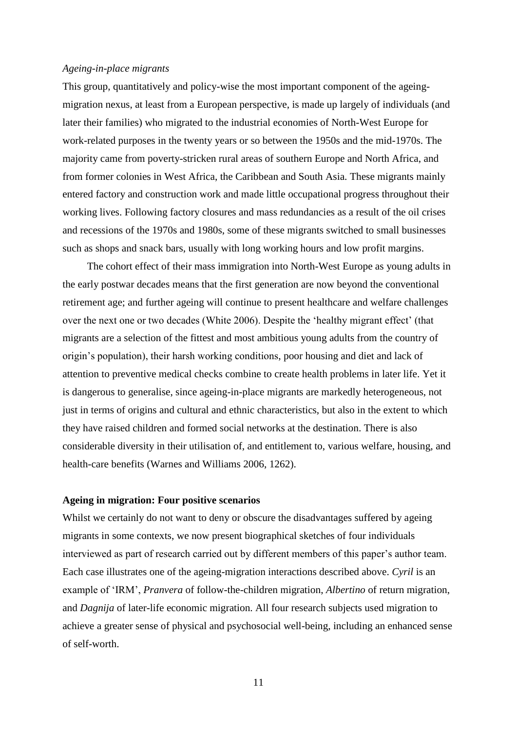*Ageing-in-place migrants*

This group, quantitatively and policy-wise the most important component of the ageing-migration nexus, at least from a European perspective, is made up largely of individuals (and later their families) who migrated to the industrial economies of North-West Europe for work-related purposes in the twenty years or so between the 1950s and the mid-1970s. The majority came from poverty-stricken rural areas of southern Europe and North Africa, and from former colonies in West Africa, the Caribbean and South Asia. These migrants mainly entered factory and construction work and made little occupational progress throughout their working lives. Following factory closures and mass redundancies as a result of the oil crises and recessions of the 1970s and 1980s, some of these migrants switched to small businesses such as shops and snack bars, usually with long working hours and low profit margins.

The cohort effect of their mass immigration into North-West Europe as young adults in the early postwar decades means that the first generation are now beyond the conventional retirement age; and further ageing will continue to present healthcare and welfare challenges over the next one or two decades (White 2006). Despite the 'healthy migrant effect' (that migrants are a selection of the fittest and most ambitious young adults from the country of origin's population), their harsh working conditions, poor housing and diet and lack of attention to preventive medical checks combine to create health problems in later life. Yet it is dangerous to generalise, since ageing-in-place migrants are markedly heterogeneous, not just in terms of origins and cultural and ethnic characteristics, but also in the extent to which they have raised children and formed social networks at the destination. There is also considerable diversity in their utilisation of, and entitlement to, various welfare, housing, and health-care benefits (Warnes and Williams 2006, 1262).

## Ageing in migration: Four positive scenarios

Whilst we certainly do not want to deny or obscure the disadvantages suffered by ageing migrants in some contexts, we now present biographical sketches of four individuals interviewed as part of research carried out by different members of this paper's author team. Each case illustrates one of the ageing-migration interactions described above. *Cyril* is an example of 'IRM', *Pranvera* of follow-the-children migration, *Albertino* of return migration, and *Dagnija* of later-life economic migration. All four research subjects used migration to achieve a greater sense of physical and psychosocial well-being, including an enhanced sense of self-worth.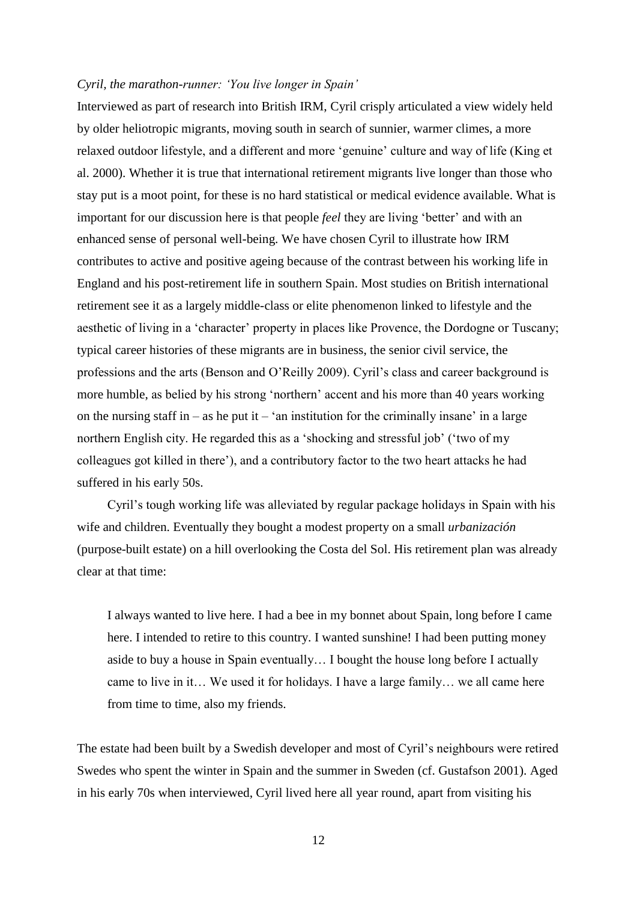*Cyril, the marathon-runner: 'You live longer in Spain'*

Interviewed as part of research into British IRM, Cyril crisply articulated a view widely held by older heliotropic migrants, moving south in search of sunnier, warmer climes, a more relaxed outdoor lifestyle, and a different and more 'genuine' culture and way of life (King et al. 2000). Whether it is true that international retirement migrants live longer than those who stay put is a moot point, for these is no hard statistical or medical evidence available. What is important for our discussion here is that people *feel* they are living 'better' and with an enhanced sense of personal well-being. We have chosen Cyril to illustrate how IRM contributes to active and positive ageing because of the contrast between his working life in England and his post-retirement life in southern Spain. Most studies on British international retirement see it as a largely middle-class or elite phenomenon linked to lifestyle and the aesthetic of living in a 'character' property in places like Provence, the Dordogne or Tuscany; typical career histories of these migrants are in business, the senior civil service, the professions and the arts (Benson and O'Reilly 2009). Cyril's class and career background is more humble, as belied by his strong 'northern' accent and his more than 40 years working on the nursing staff in – as he put it – 'an institution for the criminally insane' in a large northern English city. He regarded this as a 'shocking and stressful job' ('two of my colleagues got killed in there'), and a contributory factor to the two heart attacks he had suffered in his early 50s.

Cyril's tough working life was alleviated by regular package holidays in Spain with his wife and children. Eventually they bought a modest property on a small *urbanización* (purpose-built estate) on a hill overlooking the Costa del Sol. His retirement plan was already clear at that time:

> I always wanted to live here. I had a bee in my bonnet about Spain, long before I came here. I intended to retire to this country. I wanted sunshine! I had been putting money aside to buy a house in Spain eventually… I bought the house long before I actually came to live in it… We used it for holidays. I have a large family… we all came here from time to time, also my friends.

The estate had been built by a Swedish developer and most of Cyril's neighbours were retired Swedes who spent the winter in Spain and the summer in Sweden (cf. Gustafson 2001). Aged in his early 70s when interviewed, Cyril lived here all year round, apart from visiting his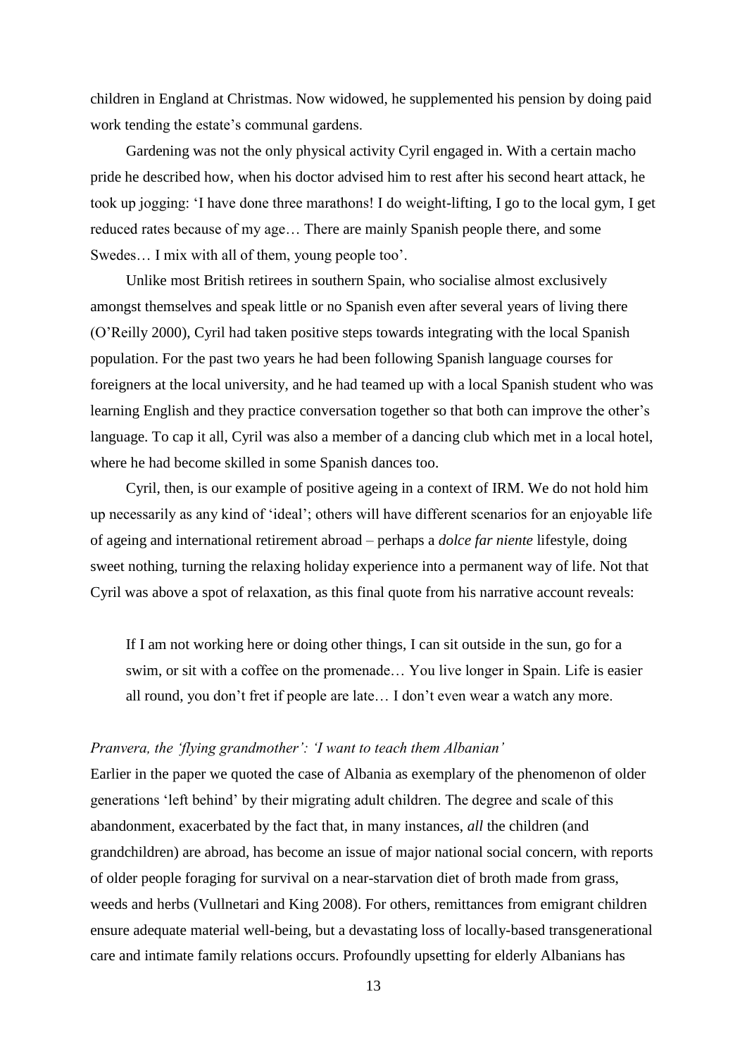children in England at Christmas. Now widowed, he supplemented his pension by doing paid work tending the estate's communal gardens.

Gardening was not the only physical activity Cyril engaged in. With a certain macho pride he described how, when his doctor advised him to rest after his second heart attack, he took up jogging: 'I have done three marathons! I do weight-lifting, I go to the local gym, I get reduced rates because of my age… There are mainly Spanish people there, and some Swedes… I mix with all of them, young people too'.

Unlike most British retirees in southern Spain, who socialise almost exclusively amongst themselves and speak little or no Spanish even after several years of living there (O'Reilly 2000), Cyril had taken positive steps towards integrating with the local Spanish population. For the past two years he had been following Spanish language courses for foreigners at the local university, and he had teamed up with a local Spanish student who was learning English and they practice conversation together so that both can improve the other's language. To cap it all, Cyril was also a member of a dancing club which met in a local hotel, where he had become skilled in some Spanish dances too.

Cyril, then, is our example of positive ageing in a context of IRM. We do not hold him up necessarily as any kind of 'ideal'; others will have different scenarios for an enjoyable life of ageing and international retirement abroad – perhaps a *dolce far niente* lifestyle, doing sweet nothing, turning the relaxing holiday experience into a permanent way of life. Not that Cyril was above a spot of relaxation, as this final quote from his narrative account reveals:

> If I am not working here or doing other things, I can sit outside in the sun, go for a swim, or sit with a coffee on the promenade… You live longer in Spain. Life is easier all round, you don't fret if people are late… I don't even wear a watch any more.

*Pranvera, the 'flying grandmother': 'I want to teach them Albanian'*

Earlier in the paper we quoted the case of Albania as exemplary of the phenomenon of older generations 'left behind' by their migrating adult children. The degree and scale of this abandonment, exacerbated by the fact that, in many instances, *all* the children (and grandchildren) are abroad, has become an issue of major national social concern, with reports of older people foraging for survival on a near-starvation diet of broth made from grass, weeds and herbs (Vullnetari and King 2008). For others, remittances from emigrant children ensure adequate material well-being, but a devastating loss of locally-based transgenerational care and intimate family relations occurs. Profoundly upsetting for elderly Albanians has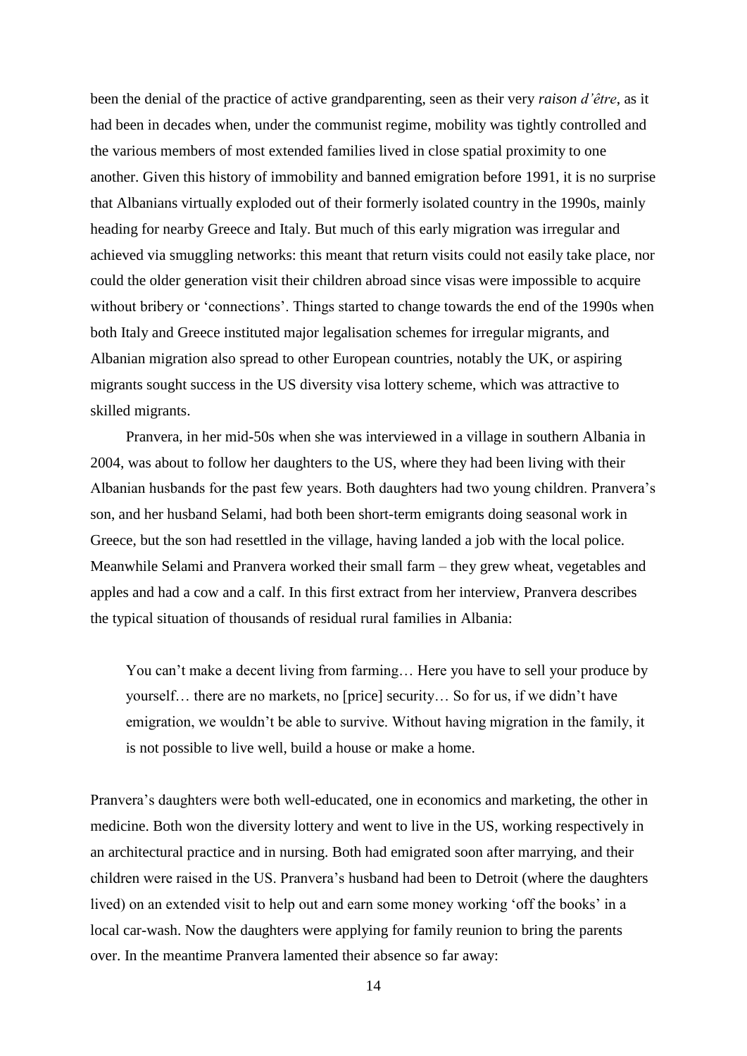been the denial of the practice of active grandparenting, seen as their very *raison d'être*, as it had been in decades when, under the communist regime, mobility was tightly controlled and the various members of most extended families lived in close spatial proximity to one another. Given this history of immobility and banned emigration before 1991, it is no surprise that Albanians virtually exploded out of their formerly isolated country in the 1990s, mainly heading for nearby Greece and Italy. But much of this early migration was irregular and achieved via smuggling networks: this meant that return visits could not easily take place, nor could the older generation visit their children abroad since visas were impossible to acquire without bribery or 'connections'. Things started to change towards the end of the 1990s when both Italy and Greece instituted major legalisation schemes for irregular migrants, and Albanian migration also spread to other European countries, notably the UK, or aspiring migrants sought success in the US diversity visa lottery scheme, which was attractive to skilled migrants.

Pranvera, in her mid-50s when she was interviewed in a village in southern Albania in 2004, was about to follow her daughters to the US, where they had been living with their Albanian husbands for the past few years. Both daughters had two young children. Pranvera's son, and her husband Selami, had both been short-term emigrants doing seasonal work in Greece, but the son had resettled in the village, having landed a job with the local police. Meanwhile Selami and Pranvera worked their small farm – they grew wheat, vegetables and apples and had a cow and a calf. In this first extract from her interview, Pranvera describes the typical situation of thousands of residual rural families in Albania:

> You can't make a decent living from farming… Here you have to sell your produce by yourself… there are no markets, no [price] security… So for us, if we didn't have emigration, we wouldn't be able to survive. Without having migration in the family, it is not possible to live well, build a house or make a home.

Pranvera's daughters were both well-educated, one in economics and marketing, the other in medicine. Both won the diversity lottery and went to live in the US, working respectively in an architectural practice and in nursing. Both had emigrated soon after marrying, and their children were raised in the US. Pranvera's husband had been to Detroit (where the daughters lived) on an extended visit to help out and earn some money working 'off the books' in a local car-wash. Now the daughters were applying for family reunion to bring the parents over. In the meantime Pranvera lamented their absence so far away: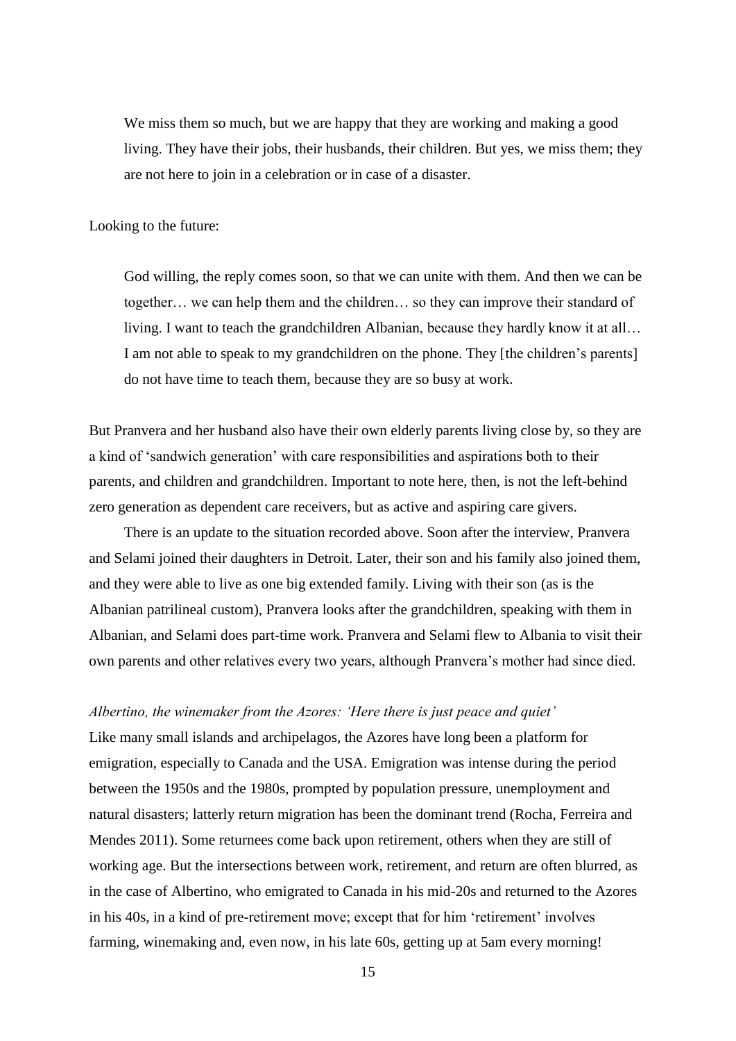> We miss them so much, but we are happy that they are working and making a good living. They have their jobs, their husbands, their children. But yes, we miss them; they are not here to join in a celebration or in case of a disaster.

Looking to the future:

> God willing, the reply comes soon, so that we can unite with them. And then we can be together… we can help them and the children… so they can improve their standard of living. I want to teach the grandchildren Albanian, because they hardly know it at all… I am not able to speak to my grandchildren on the phone. They [the children's parents] do not have time to teach them, because they are so busy at work.

But Pranvera and her husband also have their own elderly parents living close by, so they are a kind of 'sandwich generation' with care responsibilities and aspirations both to their parents, and children and grandchildren. Important to note here, then, is not the left-behind zero generation as dependent care receivers, but as active and aspiring care givers.

There is an update to the situation recorded above. Soon after the interview, Pranvera and Selami joined their daughters in Detroit. Later, their son and his family also joined them, and they were able to live as one big extended family. Living with their son (as is the Albanian patrilineal custom), Pranvera looks after the grandchildren, speaking with them in Albanian, and Selami does part-time work. Pranvera and Selami flew to Albania to visit their own parents and other relatives every two years, although Pranvera's mother had since died.

*Albertino, the winemaker from the Azores: 'Here there is just peace and quiet'*

Like many small islands and archipelagos, the Azores have long been a platform for emigration, especially to Canada and the USA. Emigration was intense during the period between the 1950s and the 1980s, prompted by population pressure, unemployment and natural disasters; latterly return migration has been the dominant trend (Rocha, Ferreira and Mendes 2011). Some returnees come back upon retirement, others when they are still of working age. But the intersections between work, retirement, and return are often blurred, as in the case of Albertino, who emigrated to Canada in his mid-20s and returned to the Azores in his 40s, in a kind of pre-retirement move; except that for him 'retirement' involves farming, winemaking and, even now, in his late 60s, getting up at 5am every morning!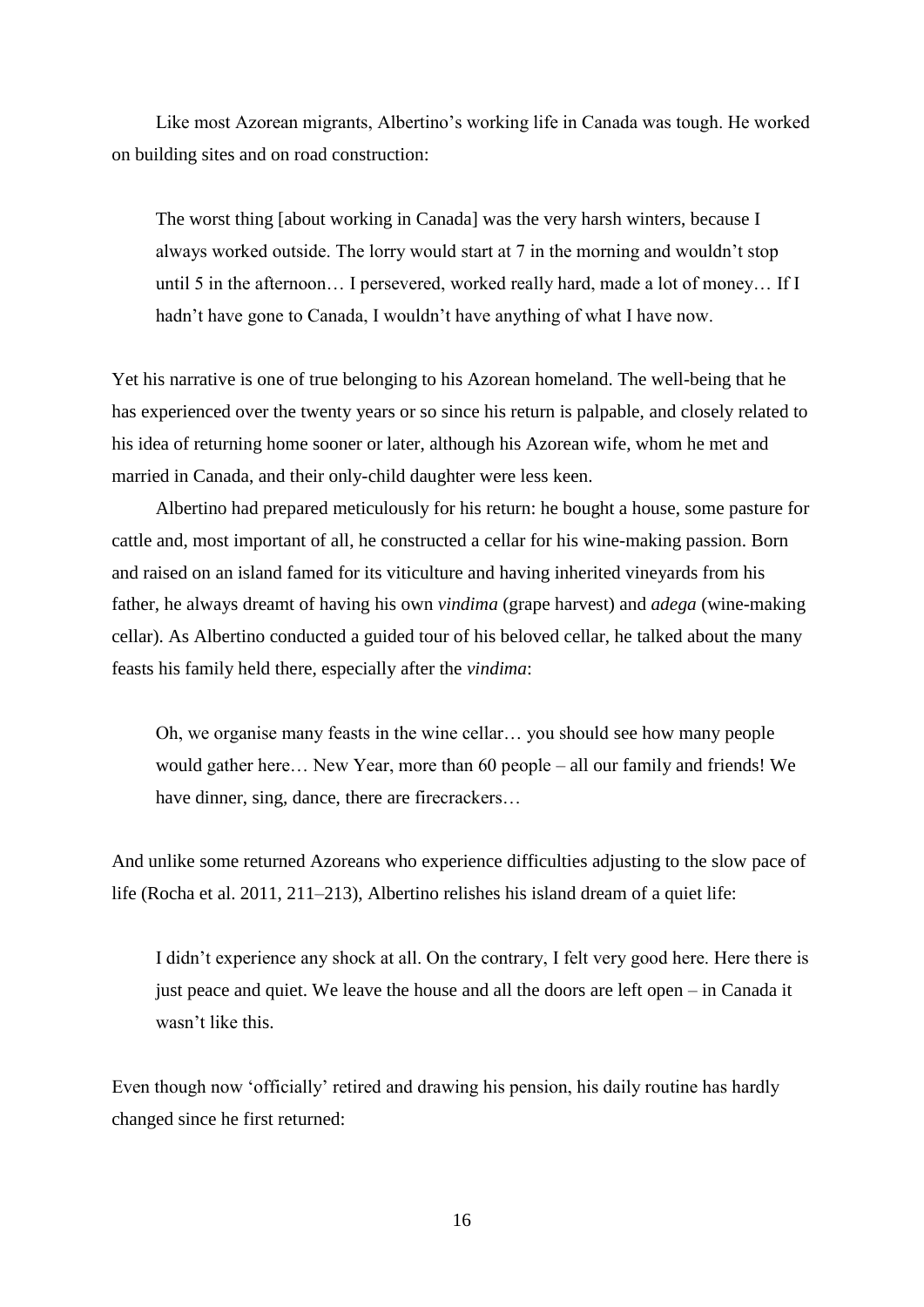Like most Azorean migrants, Albertino's working life in Canada was tough. He worked on building sites and on road construction:

> The worst thing [about working in Canada] was the very harsh winters, because I always worked outside. The lorry would start at 7 in the morning and wouldn't stop until 5 in the afternoon… I persevered, worked really hard, made a lot of money… If I hadn't have gone to Canada, I wouldn't have anything of what I have now.

Yet his narrative is one of true belonging to his Azorean homeland. The well-being that he has experienced over the twenty years or so since his return is palpable, and closely related to his idea of returning home sooner or later, although his Azorean wife, whom he met and married in Canada, and their only-child daughter were less keen.

Albertino had prepared meticulously for his return: he bought a house, some pasture for cattle and, most important of all, he constructed a cellar for his wine-making passion. Born and raised on an island famed for its viticulture and having inherited vineyards from his father, he always dreamt of having his own *vindima* (grape harvest) and *adega* (wine-making cellar). As Albertino conducted a guided tour of his beloved cellar, he talked about the many feasts his family held there, especially after the *vindima*:

> Oh, we organise many feasts in the wine cellar… you should see how many people would gather here… New Year, more than 60 people – all our family and friends! We have dinner, sing, dance, there are firecrackers…

And unlike some returned Azoreans who experience difficulties adjusting to the slow pace of life (Rocha et al. 2011, 211–213), Albertino relishes his island dream of a quiet life:

> I didn't experience any shock at all. On the contrary, I felt very good here. Here there is just peace and quiet. We leave the house and all the doors are left open – in Canada it wasn't like this.

Even though now 'officially' retired and drawing his pension, his daily routine has hardly changed since he first returned: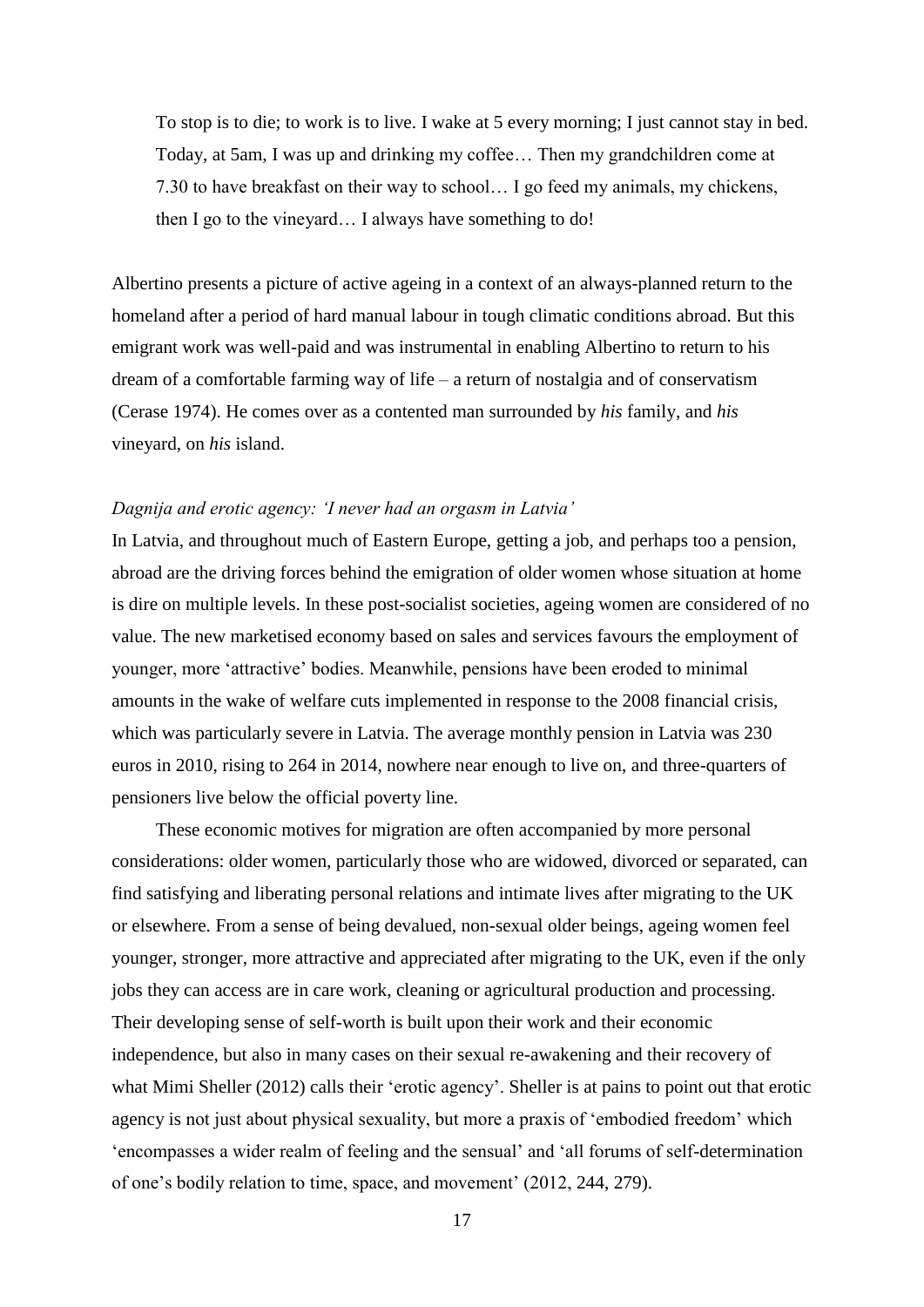> To stop is to die; to work is to live. I wake at 5 every morning; I just cannot stay in bed. Today, at 5am, I was up and drinking my coffee… Then my grandchildren come at 7.30 to have breakfast on their way to school… I go feed my animals, my chickens, then I go to the vineyard… I always have something to do!

Albertino presents a picture of active ageing in a context of an always-planned return to the homeland after a period of hard manual labour in tough climatic conditions abroad. But this emigrant work was well-paid and was instrumental in enabling Albertino to return to his dream of a comfortable farming way of life – a return of nostalgia and of conservatism (Cerase 1974). He comes over as a contented man surrounded by *his* family, and *his* vineyard, on *his* island.

*Dagnija and erotic agency: 'I never had an orgasm in Latvia'*

In Latvia, and throughout much of Eastern Europe, getting a job, and perhaps too a pension, abroad are the driving forces behind the emigration of older women whose situation at home is dire on multiple levels. In these post-socialist societies, ageing women are considered of no value. The new marketised economy based on sales and services favours the employment of younger, more 'attractive' bodies. Meanwhile, pensions have been eroded to minimal amounts in the wake of welfare cuts implemented in response to the 2008 financial crisis, which was particularly severe in Latvia. The average monthly pension in Latvia was 230 euros in 2010, rising to 264 in 2014, nowhere near enough to live on, and three-quarters of pensioners live below the official poverty line.

These economic motives for migration are often accompanied by more personal considerations: older women, particularly those who are widowed, divorced or separated, can find satisfying and liberating personal relations and intimate lives after migrating to the UK or elsewhere. From a sense of being devalued, non-sexual older beings, ageing women feel younger, stronger, more attractive and appreciated after migrating to the UK, even if the only jobs they can access are in care work, cleaning or agricultural production and processing. Their developing sense of self-worth is built upon their work and their economic independence, but also in many cases on their sexual re-awakening and their recovery of what Mimi Sheller (2012) calls their 'erotic agency'. Sheller is at pains to point out that erotic agency is not just about physical sexuality, but more a praxis of 'embodied freedom' which 'encompasses a wider realm of feeling and the sensual' and 'all forums of self-determination of one's bodily relation to time, space, and movement' (2012, 244, 279).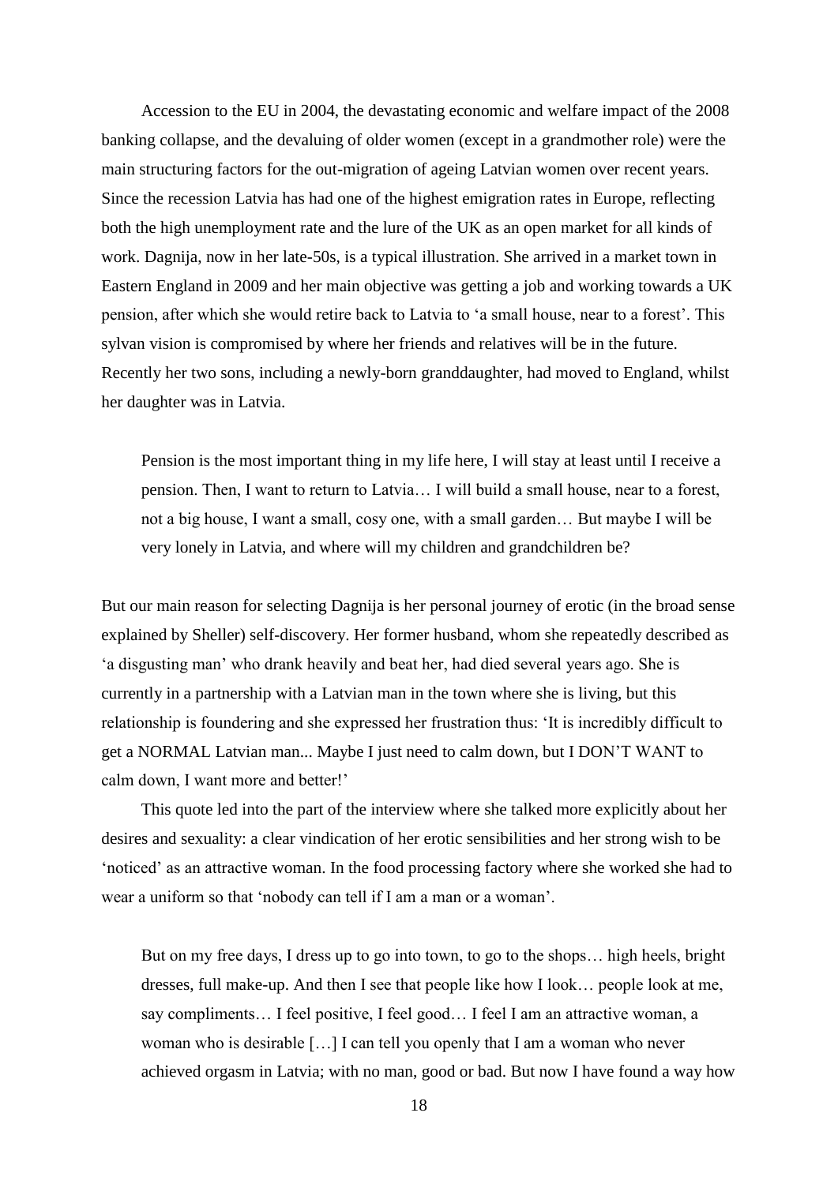Accession to the EU in 2004, the devastating economic and welfare impact of the 2008 banking collapse, and the devaluing of older women (except in a grandmother role) were the main structuring factors for the out-migration of ageing Latvian women over recent years. Since the recession Latvia has had one of the highest emigration rates in Europe, reflecting both the high unemployment rate and the lure of the UK as an open market for all kinds of work. Dagnija, now in her late-50s, is a typical illustration. She arrived in a market town in Eastern England in 2009 and her main objective was getting a job and working towards a UK pension, after which she would retire back to Latvia to 'a small house, near to a forest'. This sylvan vision is compromised by where her friends and relatives will be in the future. Recently her two sons, including a newly-born granddaughter, had moved to England, whilst her daughter was in Latvia.

> Pension is the most important thing in my life here, I will stay at least until I receive a pension. Then, I want to return to Latvia… I will build a small house, near to a forest, not a big house, I want a small, cosy one, with a small garden… But maybe I will be very lonely in Latvia, and where will my children and grandchildren be?

But our main reason for selecting Dagnija is her personal journey of erotic (in the broad sense explained by Sheller) self-discovery. Her former husband, whom she repeatedly described as 'a disgusting man' who drank heavily and beat her, had died several years ago. She is currently in a partnership with a Latvian man in the town where she is living, but this relationship is foundering and she expressed her frustration thus: 'It is incredibly difficult to get a NORMAL Latvian man... Maybe I just need to calm down, but I DON'T WANT to calm down, I want more and better!'

This quote led into the part of the interview where she talked more explicitly about her desires and sexuality: a clear vindication of her erotic sensibilities and her strong wish to be 'noticed' as an attractive woman. In the food processing factory where she worked she had to wear a uniform so that 'nobody can tell if I am a man or a woman'.

> But on my free days, I dress up to go into town, to go to the shops… high heels, bright dresses, full make-up. And then I see that people like how I look… people look at me, say compliments… I feel positive, I feel good… I feel I am an attractive woman, a woman who is desirable […] I can tell you openly that I am a woman who never achieved orgasm in Latvia; with no man, good or bad. But now I have found a way how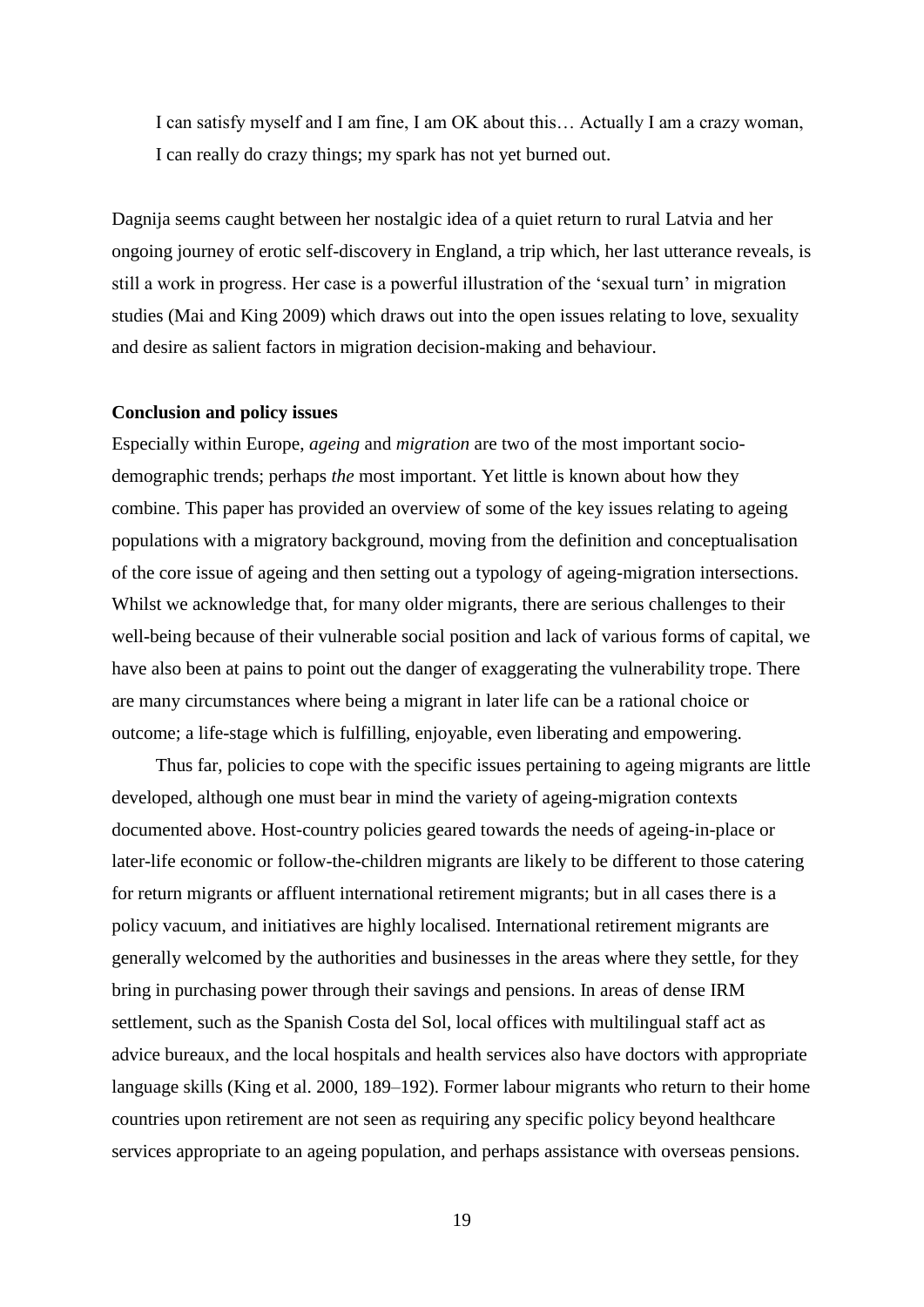> I can satisfy myself and I am fine, I am OK about this… Actually I am a crazy woman, I can really do crazy things; my spark has not yet burned out.

Dagnija seems caught between her nostalgic idea of a quiet return to rural Latvia and her ongoing journey of erotic self-discovery in England, a trip which, her last utterance reveals, is still a work in progress. Her case is a powerful illustration of the 'sexual turn' in migration studies (Mai and King 2009) which draws out into the open issues relating to love, sexuality and desire as salient factors in migration decision-making and behaviour.

**Conclusion and policy issues**

Especially within Europe, *ageing* and *migration* are two of the most important socio-demographic trends; perhaps *the* most important. Yet little is known about how they combine. This paper has provided an overview of some of the key issues relating to ageing populations with a migratory background, moving from the definition and conceptualisation of the core issue of ageing and then setting out a typology of ageing-migration intersections. Whilst we acknowledge that, for many older migrants, there are serious challenges to their well-being because of their vulnerable social position and lack of various forms of capital, we have also been at pains to point out the danger of exaggerating the vulnerability trope. There are many circumstances where being a migrant in later life can be a rational choice or outcome; a life-stage which is fulfilling, enjoyable, even liberating and empowering.

Thus far, policies to cope with the specific issues pertaining to ageing migrants are little developed, although one must bear in mind the variety of ageing-migration contexts documented above. Host-country policies geared towards the needs of ageing-in-place or later-life economic or follow-the-children migrants are likely to be different to those catering for return migrants or affluent international retirement migrants; but in all cases there is a policy vacuum, and initiatives are highly localised. International retirement migrants are generally welcomed by the authorities and businesses in the areas where they settle, for they bring in purchasing power through their savings and pensions. In areas of dense IRM settlement, such as the Spanish Costa del Sol, local offices with multilingual staff act as advice bureaux, and the local hospitals and health services also have doctors with appropriate language skills (King et al. 2000, 189–192). Former labour migrants who return to their home countries upon retirement are not seen as requiring any specific policy beyond healthcare services appropriate to an ageing population, and perhaps assistance with overseas pensions.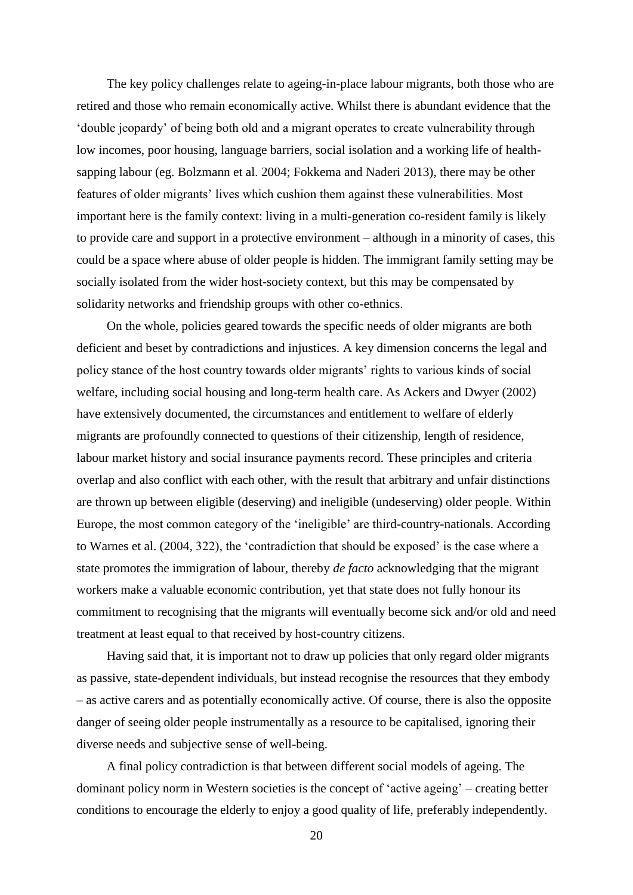The key policy challenges relate to ageing-in-place labour migrants, both those who are retired and those who remain economically active. Whilst there is abundant evidence that the 'double jeopardy' of being both old and a migrant operates to create vulnerability through low incomes, poor housing, language barriers, social isolation and a working life of health-sapping labour (eg. Bolzmann et al. 2004; Fokkema and Naderi 2013), there may be other features of older migrants' lives which cushion them against these vulnerabilities. Most important here is the family context: living in a multi-generation co-resident family is likely to provide care and support in a protective environment – although in a minority of cases, this could be a space where abuse of older people is hidden. The immigrant family setting may be socially isolated from the wider host-society context, but this may be compensated by solidarity networks and friendship groups with other co-ethnics.

On the whole, policies geared towards the specific needs of older migrants are both deficient and beset by contradictions and injustices. A key dimension concerns the legal and policy stance of the host country towards older migrants' rights to various kinds of social welfare, including social housing and long-term health care. As Ackers and Dwyer (2002) have extensively documented, the circumstances and entitlement to welfare of elderly migrants are profoundly connected to questions of their citizenship, length of residence, labour market history and social insurance payments record. These principles and criteria overlap and also conflict with each other, with the result that arbitrary and unfair distinctions are thrown up between eligible (deserving) and ineligible (undeserving) older people. Within Europe, the most common category of the 'ineligible' are third-country-nationals. According to Warnes et al. (2004, 322), the 'contradiction that should be exposed' is the case where a state promotes the immigration of labour, thereby *de facto* acknowledging that the migrant workers make a valuable economic contribution, yet that state does not fully honour its commitment to recognising that the migrants will eventually become sick and/or old and need treatment at least equal to that received by host-country citizens.

Having said that, it is important not to draw up policies that only regard older migrants as passive, state-dependent individuals, but instead recognise the resources that they embody – as active carers and as potentially economically active. Of course, there is also the opposite danger of seeing older people instrumentally as a resource to be capitalised, ignoring their diverse needs and subjective sense of well-being.

A final policy contradiction is that between different social models of ageing. The dominant policy norm in Western societies is the concept of 'active ageing' – creating better conditions to encourage the elderly to enjoy a good quality of life, preferably independently.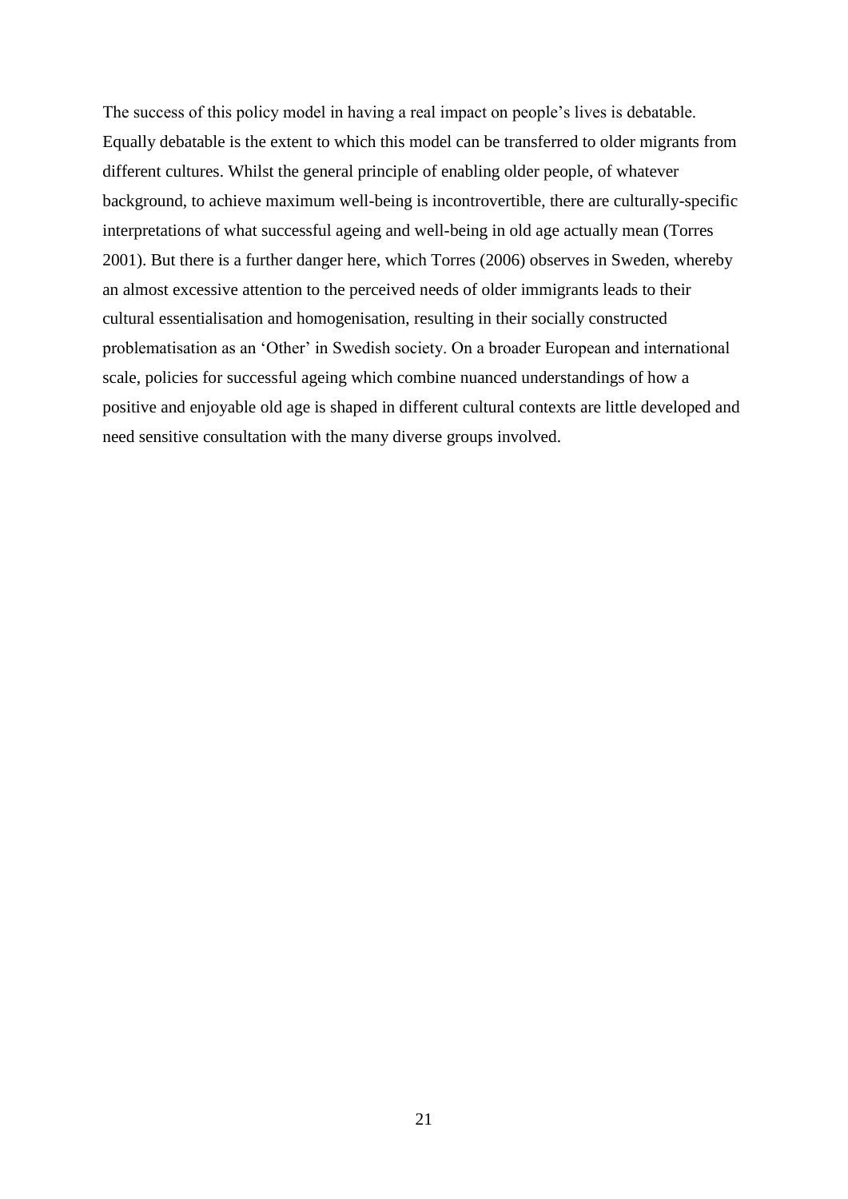The success of this policy model in having a real impact on people's lives is debatable. Equally debatable is the extent to which this model can be transferred to older migrants from different cultures. Whilst the general principle of enabling older people, of whatever background, to achieve maximum well-being is incontrovertible, there are culturally-specific interpretations of what successful ageing and well-being in old age actually mean (Torres 2001). But there is a further danger here, which Torres (2006) observes in Sweden, whereby an almost excessive attention to the perceived needs of older immigrants leads to their cultural essentialisation and homogenisation, resulting in their socially constructed problematisation as an 'Other' in Swedish society. On a broader European and international scale, policies for successful ageing which combine nuanced understandings of how a positive and enjoyable old age is shaped in different cultural contexts are little developed and need sensitive consultation with the many diverse groups involved.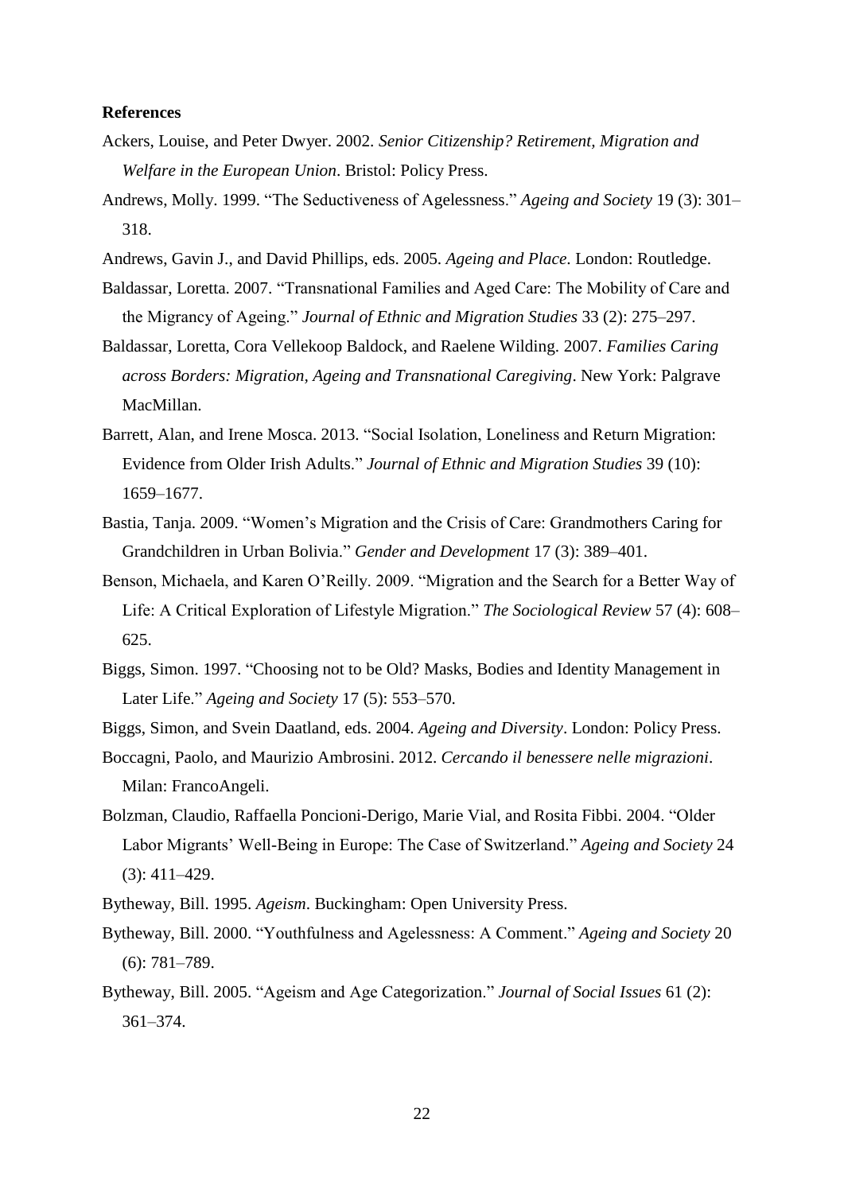**References**

Ackers, Louise, and Peter Dwyer. 2002. *Senior Citizenship? Retirement, Migration and Welfare in the European Union*. Bristol: Policy Press.

Andrews, Molly. 1999. "The Seductiveness of Agelessness." *Ageing and Society* 19 (3): 301–318.

Andrews, Gavin J., and David Phillips, eds. 2005. *Ageing and Place*. London: Routledge.

Baldassar, Loretta. 2007. "Transnational Families and Aged Care: The Mobility of Care and the Migrancy of Ageing." *Journal of Ethnic and Migration Studies* 33 (2): 275–297.

Baldassar, Loretta, Cora Vellekoop Baldock, and Raelene Wilding. 2007. *Families Caring across Borders: Migration, Ageing and Transnational Caregiving*. New York: Palgrave MacMillan.

Barrett, Alan, and Irene Mosca. 2013. "Social Isolation, Loneliness and Return Migration: Evidence from Older Irish Adults." *Journal of Ethnic and Migration Studies* 39 (10): 1659–1677.

Bastia, Tanja. 2009. "Women's Migration and the Crisis of Care: Grandmothers Caring for Grandchildren in Urban Bolivia." *Gender and Development* 17 (3): 389–401.

Benson, Michaela, and Karen O'Reilly. 2009. "Migration and the Search for a Better Way of Life: A Critical Exploration of Lifestyle Migration." *The Sociological Review* 57 (4): 608–625.

Biggs, Simon. 1997. "Choosing not to be Old? Masks, Bodies and Identity Management in Later Life." *Ageing and Society* 17 (5): 553–570.

Biggs, Simon, and Svein Daatland, eds. 2004. *Ageing and Diversity*. London: Policy Press.

Boccagni, Paolo, and Maurizio Ambrosini. 2012. *Cercando il benessere nelle migrazioni*. Milan: FrancoAngeli.

Bolzman, Claudio, Raffaella Poncioni-Derigo, Marie Vial, and Rosita Fibbi. 2004. "Older Labor Migrants' Well-Being in Europe: The Case of Switzerland." *Ageing and Society* 24 (3): 411–429.

Bytheway, Bill. 1995. *Ageism*. Buckingham: Open University Press.

Bytheway, Bill. 2000. "Youthfulness and Agelessness: A Comment." *Ageing and Society* 20 (6): 781–789.

Bytheway, Bill. 2005. "Ageism and Age Categorization." *Journal of Social Issues* 61 (2): 361–374.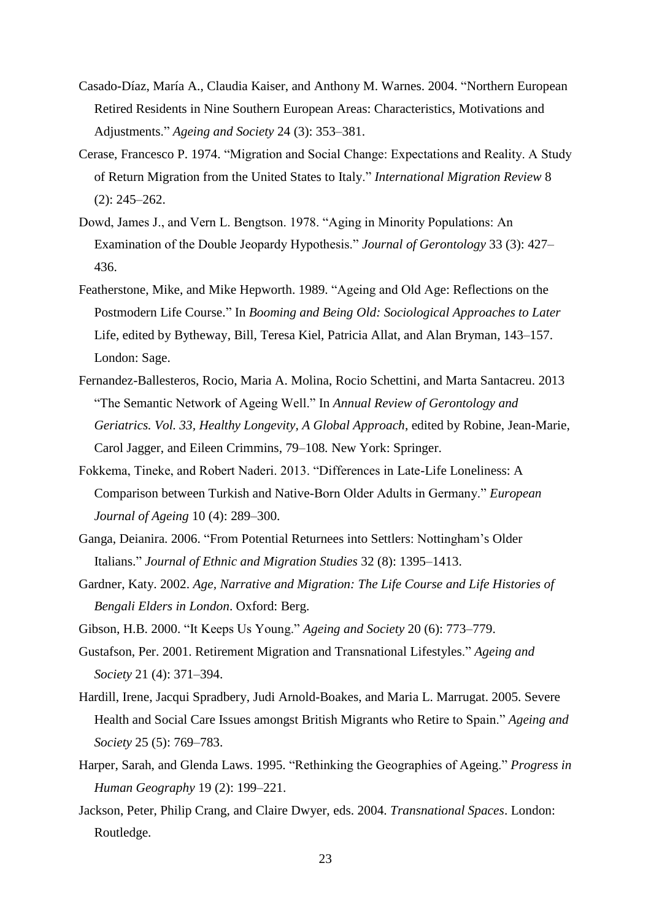Casado-Díaz, María A., Claudia Kaiser, and Anthony M. Warnes. 2004. "Northern European Retired Residents in Nine Southern European Areas: Characteristics, Motivations and Adjustments." *Ageing and Society* 24 (3): 353–381.

Cerase, Francesco P. 1974. "Migration and Social Change: Expectations and Reality. A Study of Return Migration from the United States to Italy." *International Migration Review* 8 (2): 245–262.

Dowd, James J., and Vern L. Bengtson. 1978. "Aging in Minority Populations: An Examination of the Double Jeopardy Hypothesis." *Journal of Gerontology* 33 (3): 427–436.

Featherstone, Mike, and Mike Hepworth. 1989. "Ageing and Old Age: Reflections on the Postmodern Life Course." In *Booming and Being Old: Sociological Approaches to Later* Life, edited by Bytheway, Bill, Teresa Kiel, Patricia Allat, and Alan Bryman, 143–157. London: Sage.

Fernandez-Ballesteros, Rocio, Maria A. Molina, Rocio Schettini, and Marta Santacreu. 2013 "The Semantic Network of Ageing Well." In *Annual Review of Gerontology and Geriatrics. Vol. 33, Healthy Longevity, A Global Approach*, edited by Robine, Jean-Marie, Carol Jagger, and Eileen Crimmins, 79–108. New York: Springer.

Fokkema, Tineke, and Robert Naderi. 2013. "Differences in Late-Life Loneliness: A Comparison between Turkish and Native-Born Older Adults in Germany." *European Journal of Ageing* 10 (4): 289–300.

Ganga, Deianira. 2006. "From Potential Returnees into Settlers: Nottingham's Older Italians." *Journal of Ethnic and Migration Studies* 32 (8): 1395–1413.

Gardner, Katy. 2002. *Age, Narrative and Migration: The Life Course and Life Histories of Bengali Elders in London*. Oxford: Berg.

Gibson, H.B. 2000. "It Keeps Us Young." *Ageing and Society* 20 (6): 773–779.

Gustafson, Per. 2001. Retirement Migration and Transnational Lifestyles." *Ageing and Society* 21 (4): 371–394.

Hardill, Irene, Jacqui Spradbery, Judi Arnold-Boakes, and Maria L. Marrugat. 2005. Severe Health and Social Care Issues amongst British Migrants who Retire to Spain." *Ageing and Society* 25 (5): 769–783.

Harper, Sarah, and Glenda Laws. 1995. "Rethinking the Geographies of Ageing." *Progress in Human Geography* 19 (2): 199–221.

Jackson, Peter, Philip Crang, and Claire Dwyer, eds. 2004. *Transnational Spaces*. London: Routledge.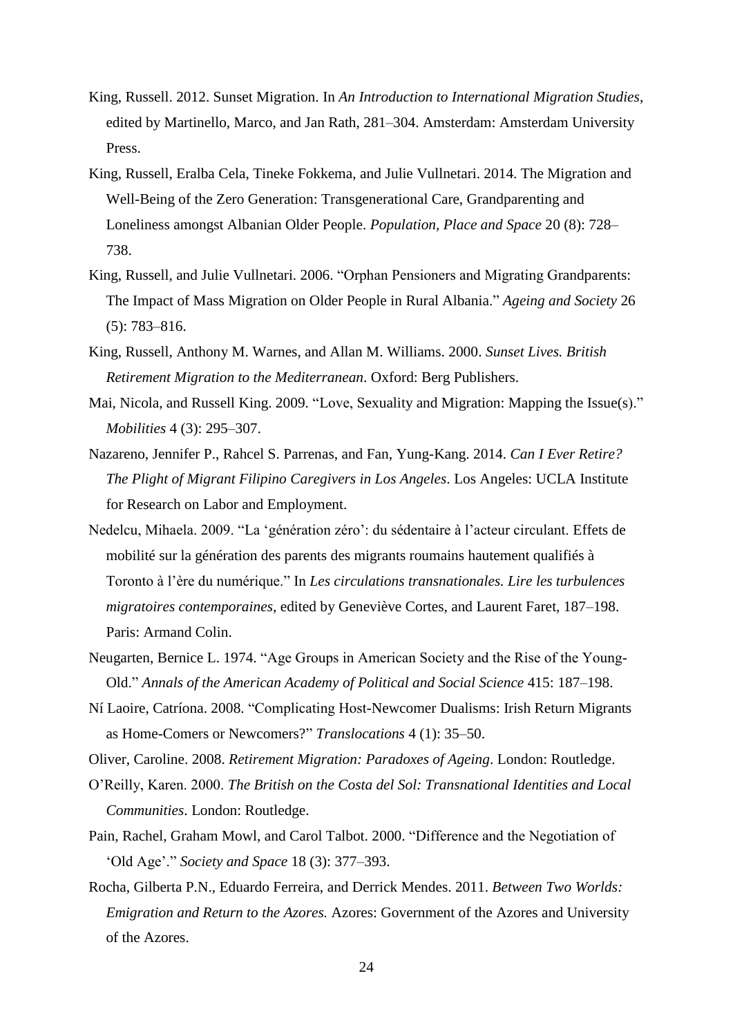King, Russell. 2012. Sunset Migration. In *An Introduction to International Migration Studies*, edited by Martinello, Marco, and Jan Rath, 281–304. Amsterdam: Amsterdam University Press.

King, Russell, Eralba Cela, Tineke Fokkema, and Julie Vullnetari. 2014. The Migration and Well-Being of the Zero Generation: Transgenerational Care, Grandparenting and Loneliness amongst Albanian Older People. *Population, Place and Space* 20 (8): 728–738.

King, Russell, and Julie Vullnetari. 2006. "Orphan Pensioners and Migrating Grandparents: The Impact of Mass Migration on Older People in Rural Albania." *Ageing and Society* 26 (5): 783–816.

King, Russell, Anthony M. Warnes, and Allan M. Williams. 2000. *Sunset Lives. British Retirement Migration to the Mediterranean*. Oxford: Berg Publishers.

Mai, Nicola, and Russell King. 2009. "Love, Sexuality and Migration: Mapping the Issue(s)." *Mobilities* 4 (3): 295–307.

Nazareno, Jennifer P., Rahcel S. Parrenas, and Fan, Yung-Kang. 2014. *Can I Ever Retire? The Plight of Migrant Filipino Caregivers in Los Angeles*. Los Angeles: UCLA Institute for Research on Labor and Employment.

Nedelcu, Mihaela. 2009. "La 'génération zéro': du sédentaire à l'acteur circulant. Effets de mobilité sur la génération des parents des migrants roumains hautement qualifiés à Toronto à l'ère du numérique." In *Les circulations transnationales. Lire les turbulences migratoires contemporaines*, edited by Geneviève Cortes, and Laurent Faret, 187–198. Paris: Armand Colin.

Neugarten, Bernice L. 1974. "Age Groups in American Society and the Rise of the Young-Old." *Annals of the American Academy of Political and Social Science* 415: 187–198.

Ní Laoire, Catríona. 2008. "Complicating Host-Newcomer Dualisms: Irish Return Migrants as Home-Comers or Newcomers?" *Translocations* 4 (1): 35–50.

Oliver, Caroline. 2008. *Retirement Migration: Paradoxes of Ageing*. London: Routledge.

O'Reilly, Karen. 2000. *The British on the Costa del Sol: Transnational Identities and Local Communities*. London: Routledge.

Pain, Rachel, Graham Mowl, and Carol Talbot. 2000. "Difference and the Negotiation of 'Old Age'." *Society and Space* 18 (3): 377–393.

Rocha, Gilberta P.N., Eduardo Ferreira, and Derrick Mendes. 2011. *Between Two Worlds: Emigration and Return to the Azores.* Azores: Government of the Azores and University of the Azores.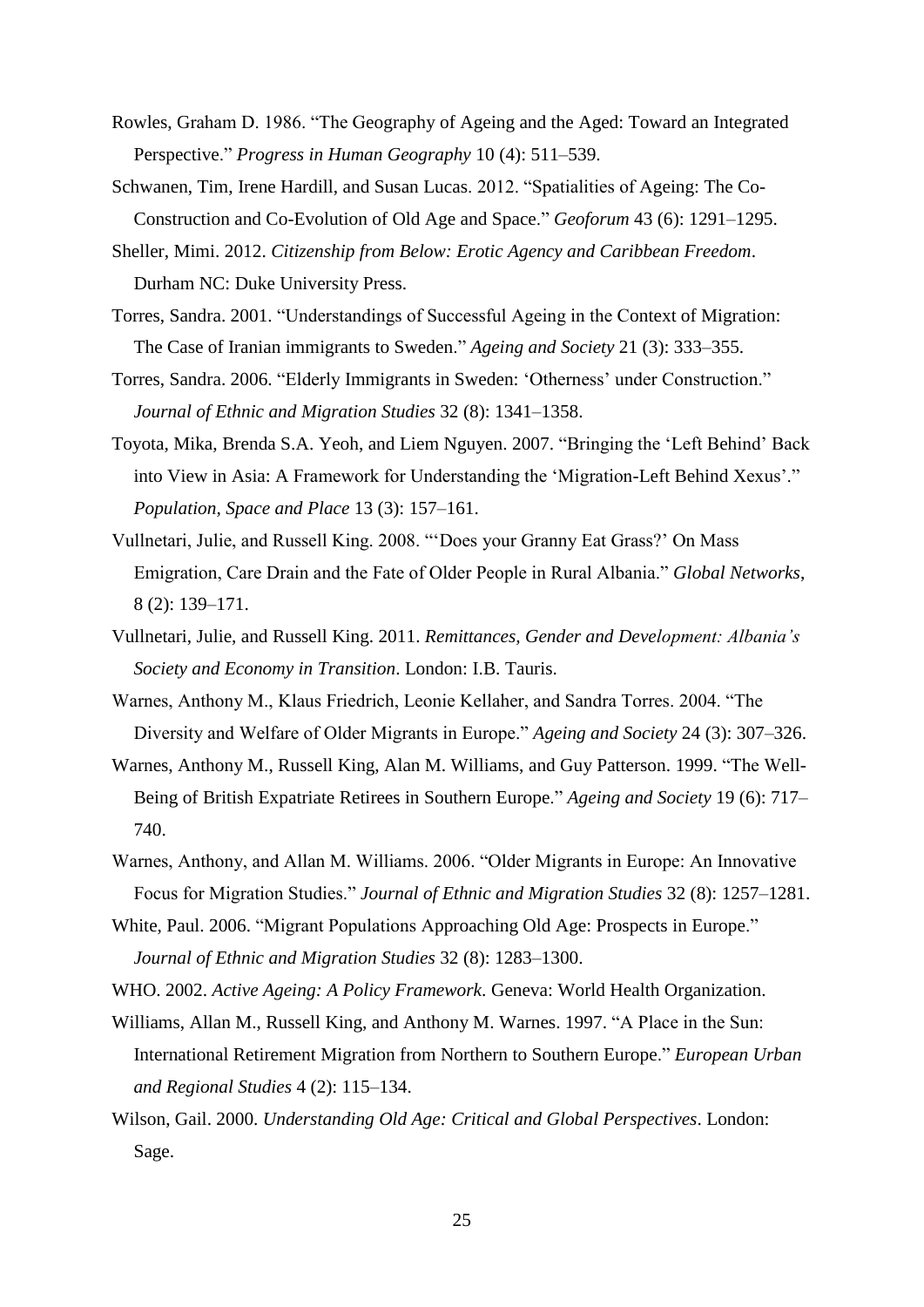Rowles, Graham D. 1986. "The Geography of Ageing and the Aged: Toward an Integrated Perspective." *Progress in Human Geography* 10 (4): 511–539.

Schwanen, Tim, Irene Hardill, and Susan Lucas. 2012. "Spatialities of Ageing: The Co-Construction and Co-Evolution of Old Age and Space." *Geoforum* 43 (6): 1291–1295.

Sheller, Mimi. 2012. *Citizenship from Below: Erotic Agency and Caribbean Freedom*. Durham NC: Duke University Press.

Torres, Sandra. 2001. "Understandings of Successful Ageing in the Context of Migration: The Case of Iranian immigrants to Sweden." *Ageing and Society* 21 (3): 333–355.

Torres, Sandra. 2006. "Elderly Immigrants in Sweden: 'Otherness' under Construction." *Journal of Ethnic and Migration Studies* 32 (8): 1341–1358.

Toyota, Mika, Brenda S.A. Yeoh, and Liem Nguyen. 2007. "Bringing the 'Left Behind' Back into View in Asia: A Framework for Understanding the 'Migration-Left Behind Xexus'." *Population, Space and Place* 13 (3): 157–161.

Vullnetari, Julie, and Russell King. 2008. "'Does your Granny Eat Grass?' On Mass Emigration, Care Drain and the Fate of Older People in Rural Albania." *Global Networks*, 8 (2): 139–171.

Vullnetari, Julie, and Russell King. 2011. *Remittances, Gender and Development: Albania's Society and Economy in Transition*. London: I.B. Tauris.

Warnes, Anthony M., Klaus Friedrich, Leonie Kellaher, and Sandra Torres. 2004. "The Diversity and Welfare of Older Migrants in Europe." *Ageing and Society* 24 (3): 307–326.

Warnes, Anthony M., Russell King, Alan M. Williams, and Guy Patterson. 1999. "The Well-Being of British Expatriate Retirees in Southern Europe." *Ageing and Society* 19 (6): 717–740.

Warnes, Anthony, and Allan M. Williams. 2006. "Older Migrants in Europe: An Innovative Focus for Migration Studies." *Journal of Ethnic and Migration Studies* 32 (8): 1257–1281.

White, Paul. 2006. "Migrant Populations Approaching Old Age: Prospects in Europe." *Journal of Ethnic and Migration Studies* 32 (8): 1283–1300.

WHO. 2002. *Active Ageing: A Policy Framework*. Geneva: World Health Organization.

Williams, Allan M., Russell King, and Anthony M. Warnes. 1997. "A Place in the Sun: International Retirement Migration from Northern to Southern Europe." *European Urban and Regional Studies* 4 (2): 115–134.

Wilson, Gail. 2000. *Understanding Old Age: Critical and Global Perspectives*. London: Sage.